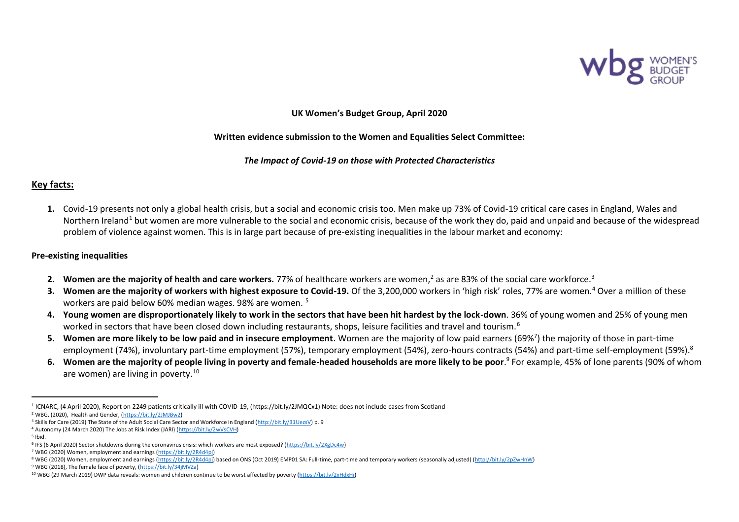**UK Women's Budget Group, April 2020**

**Written evidence submission to the Women and Equalities Select Committee:**

***The Impact of Covid-19 on those with Protected Characteristics***

## Key facts:

1. Covid-19 presents not only a global health crisis, but a social and economic crisis too. Men make up 73% of Covid-19 critical care cases in England, Wales and Northern Ireland[1] but women are more vulnerable to the social and economic crisis, because of the work they do, paid and unpaid and because of the widespread problem of violence against women. This is in large part because of pre-existing inequalities in the labour market and economy:

### Pre-existing inequalities

2. **Women are the majority of health and care workers.** 77% of healthcare workers are women,[2] as are 83% of the social care workforce.[3]
3. **Women are the majority of workers with highest exposure to Covid-19.** Of the 3,200,000 workers in 'high risk' roles, 77% are women.[4] Over a million of these workers are paid below 60% median wages. 98% are women. [5]
4. **Young women are disproportionately likely to work in the sectors that have been hit hardest by the lock-down**. 36% of young women and 25% of young men worked in sectors that have been closed down including restaurants, shops, leisure facilities and travel and tourism.[6]
5. **Women are more likely to be low paid and in insecure employment**. Women are the majority of low paid earners (69%[7]) the majority of those in part-time employment (74%), involuntary part-time employment (57%), temporary employment (54%), zero-hours contracts (54%) and part-time self-employment (59%).[8]
6. **Women are the majority of people living in poverty and female-headed households are more likely to be poor**.[9] For example, 45% of lone parents (90% of whom are women) are living in poverty.[10]

---

[1] ICNARC, (4 April 2020), Report on 2249 patients critically ill with COVID-19, (https://bit.ly/2JMQCx1) Note: does not include cases from Scotland

[2] WBG, (2020), Health and Gender, (https://bit.ly/2JMJBw2)

[3] Skills for Care (2019) The State of the Adult Social Care Sector and Workforce in England (http://bit.ly/31UezsV) p. 9

[4] Autonomy (24 March 2020) The Jobs at Risk Index (JARI) (https://bit.ly/2wVsCVH)

[5] Ibid.

[6] IFS (6 April 2020) Sector shutdowns during the coronavirus crisis: which workers are most exposed? (https://bit.ly/2XgDc4w)

[7] WBG (2020) Women, employment and earnings (https://bit.ly/2R4d4pj)

[8] WBG (2020) Women, employment and earnings (https://bit.ly/2R4d4pj) based on ONS (Oct 2019) EMP01 SA: Full-time, part-time and temporary workers (seasonally adjusted) (http://bit.ly/2pZwHnW)

[9] WBG (2018), The female face of poverty, (https://bit.ly/34jMVZa)

[10] WBG (29 March 2019) DWP data reveals: women and children continue to be worst affected by poverty (https://bit.ly/2xHdxHj)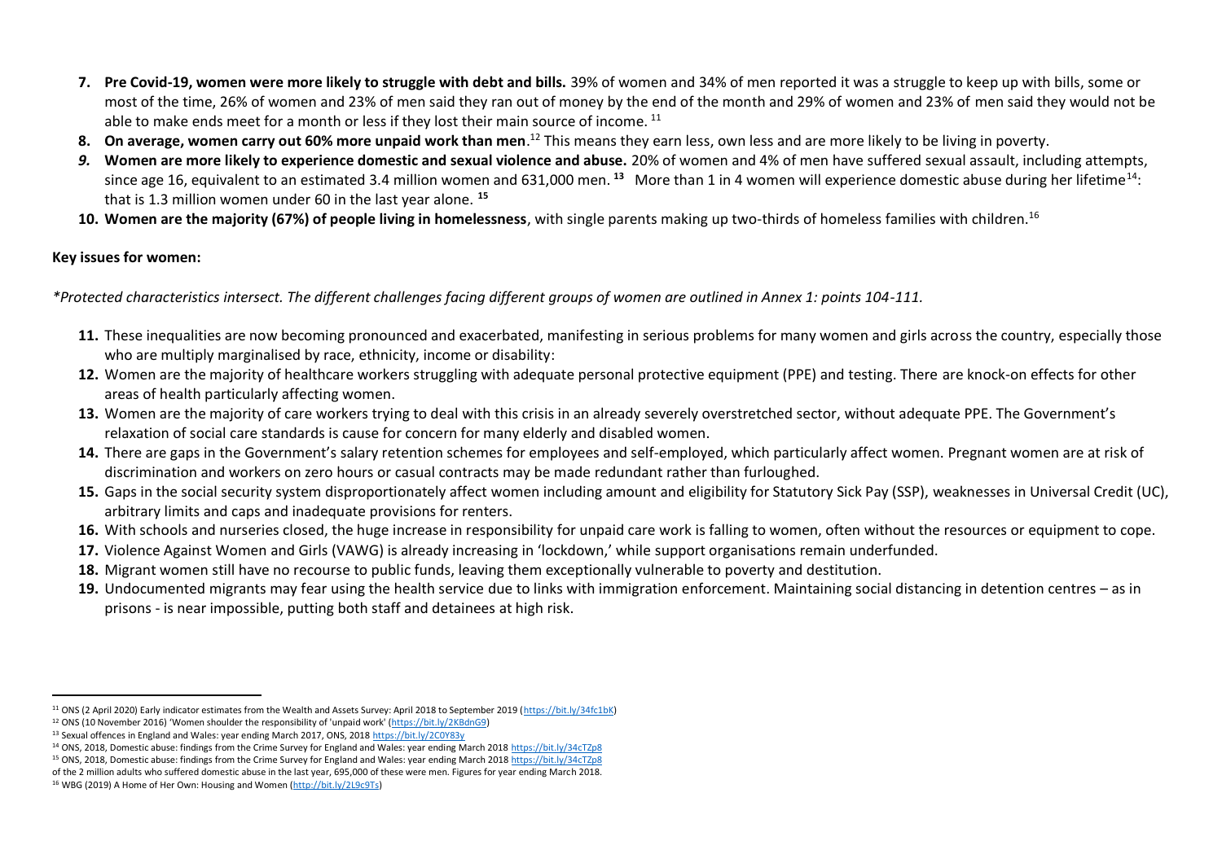7. **Pre Covid-19, women were more likely to struggle with debt and bills.** 39% of women and 34% of men reported it was a struggle to keep up with bills, some or most of the time, 26% of women and 23% of men said they ran out of money by the end of the month and 29% of women and 23% of men said they would not be able to make ends meet for a month or less if they lost their main source of income. [11]
8. **On average, women carry out 60% more unpaid work than men**.[12] This means they earn less, own less and are more likely to be living in poverty.
9. ***Women are more likely to experience domestic and sexual violence and abuse.*** 20% of women and 4% of men have suffered sexual assault, including attempts, since age 16, equivalent to an estimated 3.4 million women and 631,000 men. **[13]** More than 1 in 4 women will experience domestic abuse during her lifetime[14]: that is 1.3 million women under 60 in the last year alone. **[15]**
10. **Women are the majority (67%) of people living in homelessness**, with single parents making up two-thirds of homeless families with children.[16]

**Key issues for women:**

*\*Protected characteristics intersect. The different challenges facing different groups of women are outlined in Annex 1: points 104-111.*

11. These inequalities are now becoming pronounced and exacerbated, manifesting in serious problems for many women and girls across the country, especially those who are multiply marginalised by race, ethnicity, income or disability:
12. Women are the majority of healthcare workers struggling with adequate personal protective equipment (PPE) and testing. There are knock-on effects for other areas of health particularly affecting women.
13. Women are the majority of care workers trying to deal with this crisis in an already severely overstretched sector, without adequate PPE. The Government's relaxation of social care standards is cause for concern for many elderly and disabled women.
14. There are gaps in the Government's salary retention schemes for employees and self-employed, which particularly affect women. Pregnant women are at risk of discrimination and workers on zero hours or casual contracts may be made redundant rather than furloughed.
15. Gaps in the social security system disproportionately affect women including amount and eligibility for Statutory Sick Pay (SSP), weaknesses in Universal Credit (UC), arbitrary limits and caps and inadequate provisions for renters.
16. With schools and nurseries closed, the huge increase in responsibility for unpaid care work is falling to women, often without the resources or equipment to cope.
17. Violence Against Women and Girls (VAWG) is already increasing in 'lockdown,' while support organisations remain underfunded.
18. Migrant women still have no recourse to public funds, leaving them exceptionally vulnerable to poverty and destitution.
19. Undocumented migrants may fear using the health service due to links with immigration enforcement. Maintaining social distancing in detention centres – as in prisons - is near impossible, putting both staff and detainees at high risk.

---

[11] ONS (2 April 2020) Early indicator estimates from the Wealth and Assets Survey: April 2018 to September 2019 (https://bit.ly/34fc1bK)

[12] ONS (10 November 2016) 'Women shoulder the responsibility of 'unpaid work' (https://bit.ly/2KBdnG9)

[13] Sexual offences in England and Wales: year ending March 2017, ONS, 2018 https://bit.ly/2C0Y83y

[14] ONS, 2018, Domestic abuse: findings from the Crime Survey for England and Wales: year ending March 2018 https://bit.ly/34cTZp8

[15] ONS, 2018, Domestic abuse: findings from the Crime Survey for England and Wales: year ending March 2018 https://bit.ly/34cTZp8
of the 2 million adults who suffered domestic abuse in the last year, 695,000 of these were men. Figures for year ending March 2018.

[16] WBG (2019) A Home of Her Own: Housing and Women (http://bit.ly/2L9c9Ts)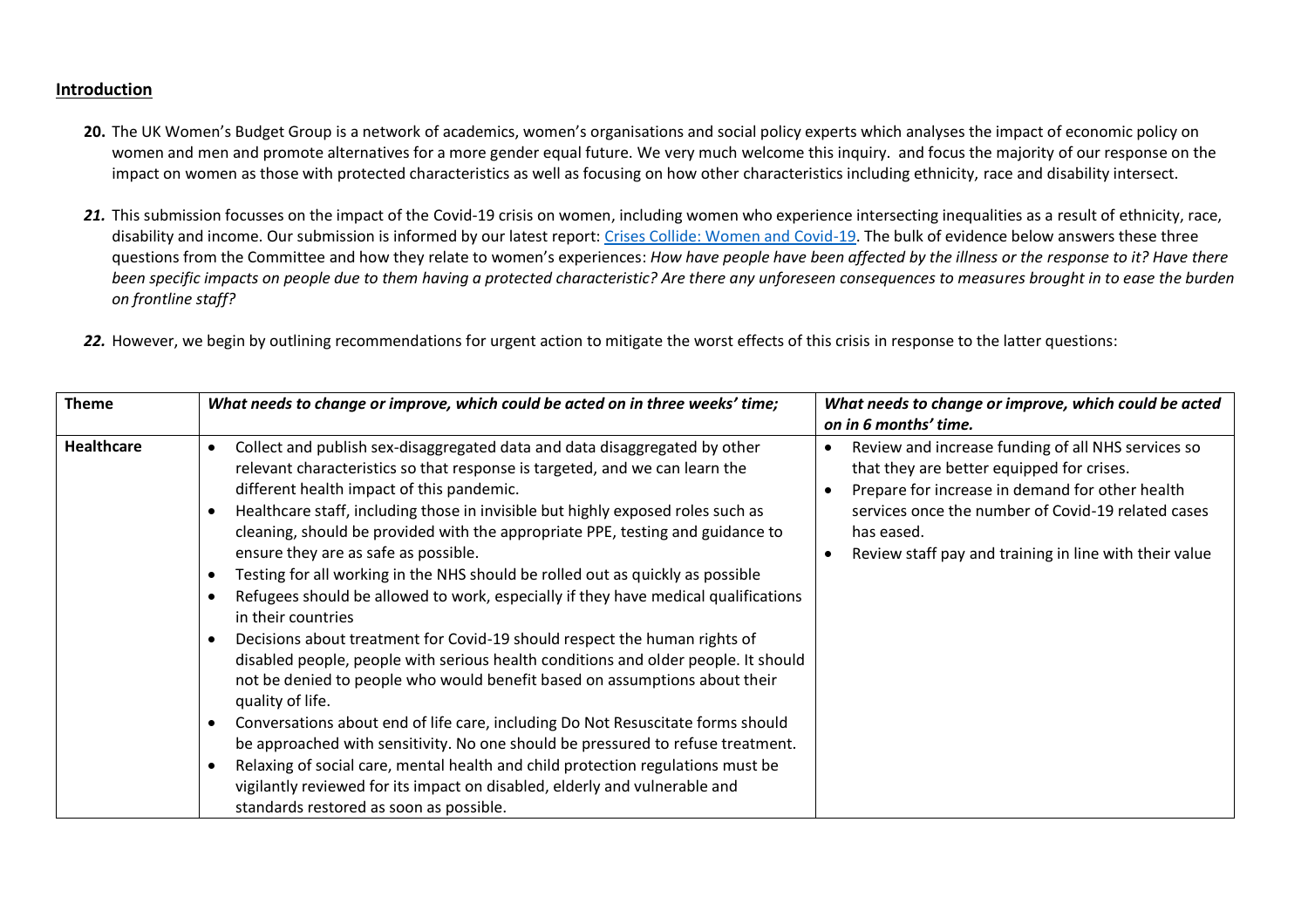## Introduction

**20.** The UK Women's Budget Group is a network of academics, women's organisations and social policy experts which analyses the impact of economic policy on women and men and promote alternatives for a more gender equal future. We very much welcome this inquiry. and focus the majority of our response on the impact on women as those with protected characteristics as well as focusing on how other characteristics including ethnicity, race and disability intersect.

***21.*** This submission focusses on the impact of the Covid-19 crisis on women, including women who experience intersecting inequalities as a result of ethnicity, race, disability and income. Our submission is informed by our latest report: [Crises Collide: Women and Covid-19](). The bulk of evidence below answers these three questions from the Committee and how they relate to women's experiences: *How have people have been affected by the illness or the response to it? Have there been specific impacts on people due to them having a protected characteristic? Are there any unforeseen consequences to measures brought in to ease the burden on frontline staff?*

***22.*** However, we begin by outlining recommendations for urgent action to mitigate the worst effects of this crisis in response to the latter questions:

| **Theme** | ***What needs to change or improve, which could be acted on in three weeks' time;*** | ***What needs to change or improve, which could be acted on in 6 months' time.*** |
|---|---|---|
| **Healthcare** | • Collect and publish sex-disaggregated data and data disaggregated by other relevant characteristics so that response is targeted, and we can learn the different health impact of this pandemic.<br>• Healthcare staff, including those in invisible but highly exposed roles such as cleaning, should be provided with the appropriate PPE, testing and guidance to ensure they are as safe as possible.<br>• Testing for all working in the NHS should be rolled out as quickly as possible<br>• Refugees should be allowed to work, especially if they have medical qualifications in their countries<br>• Decisions about treatment for Covid-19 should respect the human rights of disabled people, people with serious health conditions and older people. It should not be denied to people who would benefit based on assumptions about their quality of life.<br>• Conversations about end of life care, including Do Not Resuscitate forms should be approached with sensitivity. No one should be pressured to refuse treatment.<br>• Relaxing of social care, mental health and child protection regulations must be vigilantly reviewed for its impact on disabled, elderly and vulnerable and standards restored as soon as possible. | • Review and increase funding of all NHS services so that they are better equipped for crises.<br>• Prepare for increase in demand for other health services once the number of Covid-19 related cases has eased.<br>• Review staff pay and training in line with their value |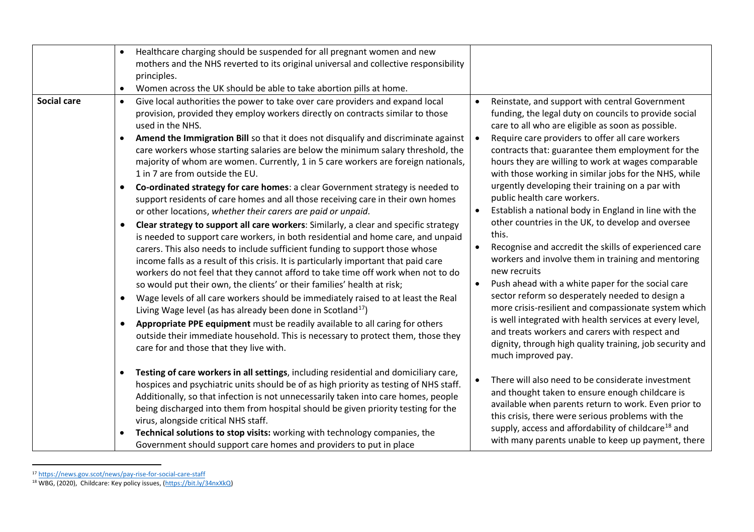| | | |
|---|---|---|
| | • Healthcare charging should be suspended for all pregnant women and new mothers and the NHS reverted to its original universal and collective responsibility principles.<br>• Women across the UK should be able to take abortion pills at home. | |
| **Social care** | • Give local authorities the power to take over care providers and expand local provision, provided they employ workers directly on contracts similar to those used in the NHS.<br>• **Amend the Immigration Bill** so that it does not disqualify and discriminate against care workers whose starting salaries are below the minimum salary threshold, the majority of whom are women. Currently, 1 in 5 care workers are foreign nationals, 1 in 7 are from outside the EU.<br>• **Co-ordinated strategy for care homes**: a clear Government strategy is needed to support residents of care homes and all those receiving care in their own homes or other locations, *whether their carers are paid or unpaid.*<br>• **Clear strategy to support all care workers**: Similarly, a clear and specific strategy is needed to support care workers, in both residential and home care, and unpaid carers. This also needs to include sufficient funding to support those whose income falls as a result of this crisis. It is particularly important that paid care workers do not feel that they cannot afford to take time off work when not to do so would put their own, the clients' or their families' health at risk;<br>• Wage levels of all care workers should be immediately raised to at least the Real Living Wage level (as has already been done in Scotland[17])<br>• **Appropriate PPE equipment** must be readily available to all caring for others outside their immediate household. This is necessary to protect them, those they care for and those that they live with.<br>• **Testing of care workers in all settings**, including residential and domiciliary care, hospices and psychiatric units should be of as high priority as testing of NHS staff. Additionally, so that infection is not unnecessarily taken into care homes, people being discharged into them from hospital should be given priority testing for the virus, alongside critical NHS staff.<br>• **Technical solutions to stop visits:** working with technology companies, the Government should support care homes and providers to put in place | • Reinstate, and support with central Government funding, the legal duty on councils to provide social care to all who are eligible as soon as possible.<br>• Require care providers to offer all care workers contracts that: guarantee them employment for the hours they are willing to work at wages comparable with those working in similar jobs for the NHS, while urgently developing their training on a par with public health care workers.<br>• Establish a national body in England in line with the other countries in the UK, to develop and oversee this.<br>• Recognise and accredit the skills of experienced care workers and involve them in training and mentoring new recruits<br>• Push ahead with a white paper for the social care sector reform so desperately needed to design a more crisis-resilient and compassionate system which is well integrated with health services at every level, and treats workers and carers with respect and dignity, through high quality training, job security and much improved pay.<br>• There will also need to be considerate investment and thought taken to ensure enough childcare is available when parents return to work. Even prior to this crisis, there were serious problems with the supply, access and affordability of childcare[18] and with many parents unable to keep up payment, there |

[17] https://news.gov.scot/news/pay-rise-for-social-care-staff

[18] WBG, (2020), Childcare: Key policy issues, (https://bit.ly/34nxXkQ)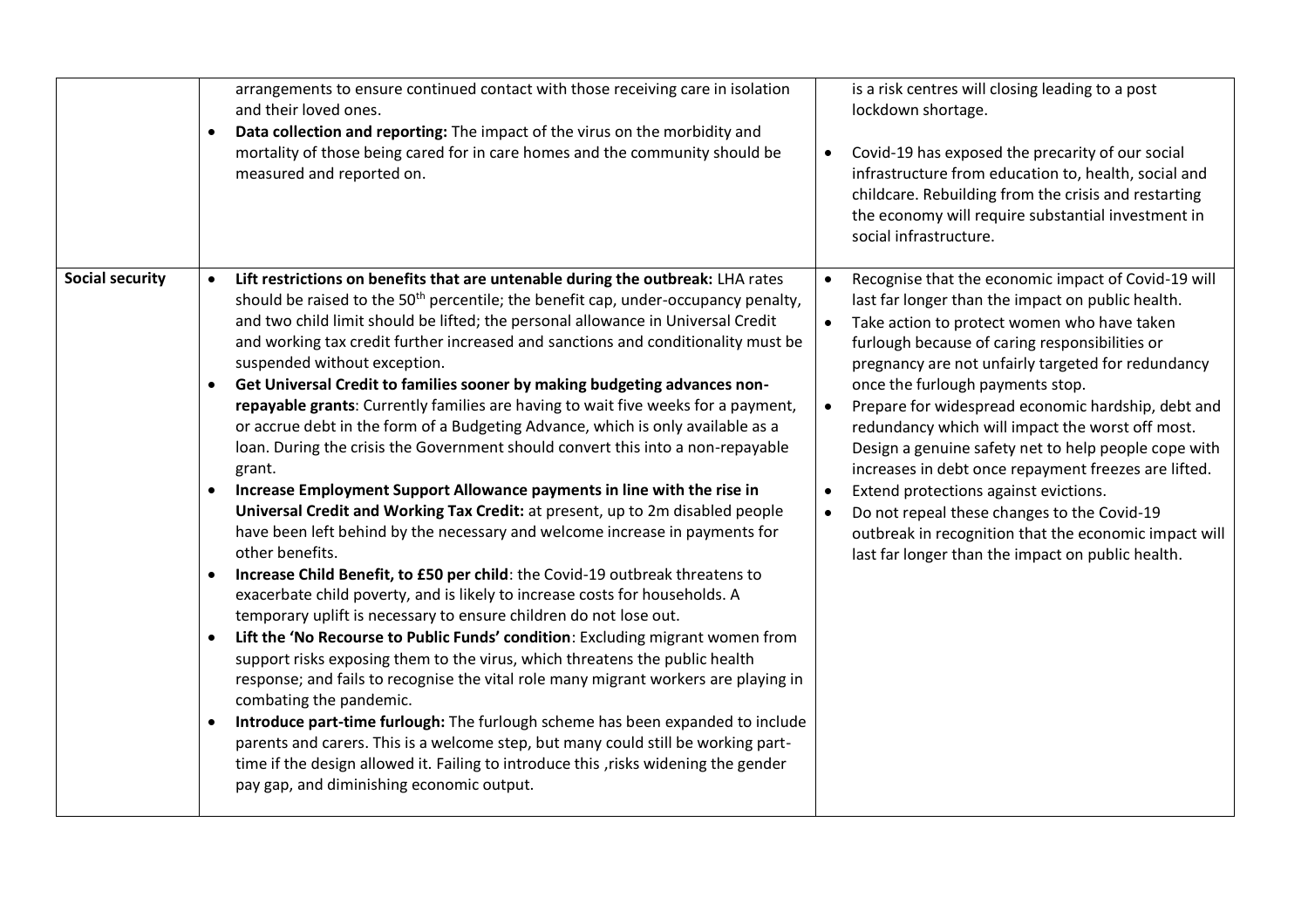| | | |
|---|---|---|
| | arrangements to ensure continued contact with those receiving care in isolation and their loved ones.<br>• **Data collection and reporting:** The impact of the virus on the morbidity and mortality of those being cared for in care homes and the community should be measured and reported on. | is a risk centres will closing leading to a post lockdown shortage.<br>• Covid-19 has exposed the precarity of our social infrastructure from education to, health, social and childcare. Rebuilding from the crisis and restarting the economy will require substantial investment in social infrastructure. |
| **Social security** | • **Lift restrictions on benefits that are untenable during the outbreak:** LHA rates should be raised to the 50th percentile; the benefit cap, under-occupancy penalty, and two child limit should be lifted; the personal allowance in Universal Credit and working tax credit further increased and sanctions and conditionality must be suspended without exception.<br>• **Get Universal Credit to families sooner by making budgeting advances non-repayable grants**: Currently families are having to wait five weeks for a payment, or accrue debt in the form of a Budgeting Advance, which is only available as a loan. During the crisis the Government should convert this into a non-repayable grant.<br>• **Increase Employment Support Allowance payments in line with the rise in Universal Credit and Working Tax Credit:** at present, up to 2m disabled people have been left behind by the necessary and welcome increase in payments for other benefits.<br>• **Increase Child Benefit, to £50 per child**: the Covid-19 outbreak threatens to exacerbate child poverty, and is likely to increase costs for households. A temporary uplift is necessary to ensure children do not lose out.<br>• **Lift the 'No Recourse to Public Funds' condition**: Excluding migrant women from support risks exposing them to the virus, which threatens the public health response; and fails to recognise the vital role many migrant workers are playing in combating the pandemic.<br>• **Introduce part-time furlough:** The furlough scheme has been expanded to include parents and carers. This is a welcome step, but many could still be working part-time if the design allowed it. Failing to introduce this ,risks widening the gender pay gap, and diminishing economic output. | • Recognise that the economic impact of Covid-19 will last far longer than the impact on public health.<br>• Take action to protect women who have taken furlough because of caring responsibilities or pregnancy are not unfairly targeted for redundancy once the furlough payments stop.<br>• Prepare for widespread economic hardship, debt and redundancy which will impact the worst off most. Design a genuine safety net to help people cope with increases in debt once repayment freezes are lifted.<br>• Extend protections against evictions.<br>• Do not repeal these changes to the Covid-19 outbreak in recognition that the economic impact will last far longer than the impact on public health. |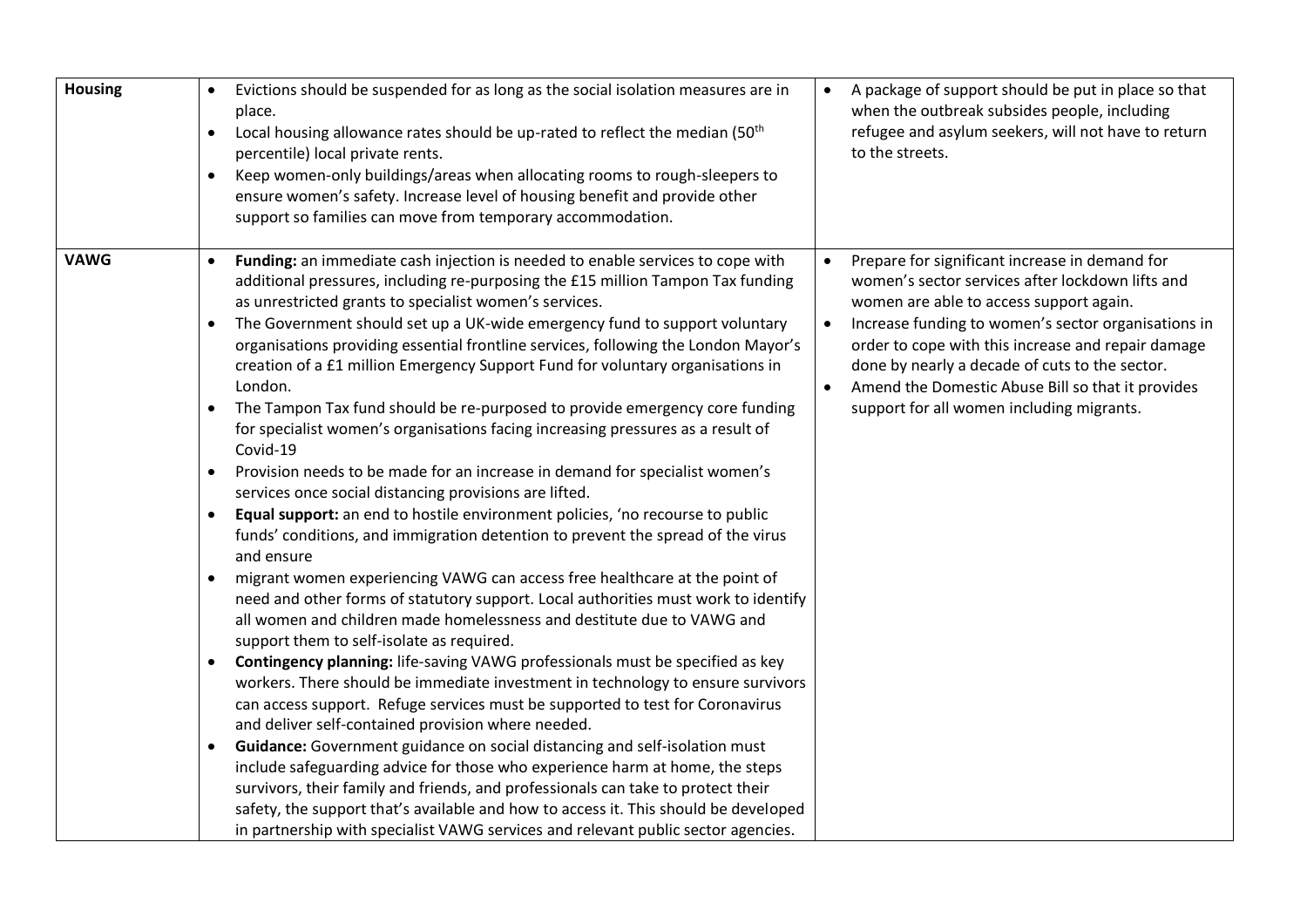| | | |
|---|---|---|
| **Housing** | • Evictions should be suspended for as long as the social isolation measures are in place.<br>• Local housing allowance rates should be up-rated to reflect the median (50th percentile) local private rents.<br>• Keep women-only buildings/areas when allocating rooms to rough-sleepers to ensure women's safety. Increase level of housing benefit and provide other support so families can move from temporary accommodation. | • A package of support should be put in place so that when the outbreak subsides people, including refugee and asylum seekers, will not have to return to the streets. |
| **VAWG** | • **Funding:** an immediate cash injection is needed to enable services to cope with additional pressures, including re-purposing the £15 million Tampon Tax funding as unrestricted grants to specialist women's services.<br>• The Government should set up a UK-wide emergency fund to support voluntary organisations providing essential frontline services, following the London Mayor's creation of a £1 million Emergency Support Fund for voluntary organisations in London.<br>• The Tampon Tax fund should be re-purposed to provide emergency core funding for specialist women's organisations facing increasing pressures as a result of Covid-19<br>• Provision needs to be made for an increase in demand for specialist women's services once social distancing provisions are lifted.<br>• **Equal support:** an end to hostile environment policies, 'no recourse to public funds' conditions, and immigration detention to prevent the spread of the virus and ensure<br>• migrant women experiencing VAWG can access free healthcare at the point of need and other forms of statutory support. Local authorities must work to identify all women and children made homelessness and destitute due to VAWG and support them to self-isolate as required.<br>• **Contingency planning:** life-saving VAWG professionals must be specified as key workers. There should be immediate investment in technology to ensure survivors can access support. Refuge services must be supported to test for Coronavirus and deliver self-contained provision where needed.<br>• **Guidance:** Government guidance on social distancing and self-isolation must include safeguarding advice for those who experience harm at home, the steps survivors, their family and friends, and professionals can take to protect their safety, the support that's available and how to access it. This should be developed in partnership with specialist VAWG services and relevant public sector agencies. | • Prepare for significant increase in demand for women's sector services after lockdown lifts and women are able to access support again.<br>• Increase funding to women's sector organisations in order to cope with this increase and repair damage done by nearly a decade of cuts to the sector.<br>• Amend the Domestic Abuse Bill so that it provides support for all women including migrants. |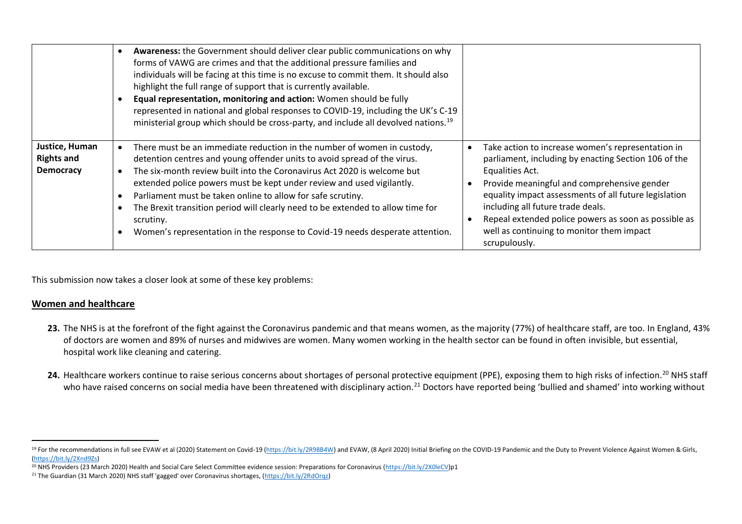| | | |
|---|---|---|
| | • **Awareness:** the Government should deliver clear public communications on why forms of VAWG are crimes and that the additional pressure families and individuals will be facing at this time is no excuse to commit them. It should also highlight the full range of support that is currently available.<br>• **Equal representation, monitoring and action:** Women should be fully represented in national and global responses to COVID-19, including the UK's C-19 ministerial group which should be cross-party, and include all devolved nations.[19] | |
| **Justice, Human Rights and Democracy** | • There must be an immediate reduction in the number of women in custody, detention centres and young offender units to avoid spread of the virus.<br>• The six-month review built into the Coronavirus Act 2020 is welcome but extended police powers must be kept under review and used vigilantly.<br>• Parliament must be taken online to allow for safe scrutiny.<br>• The Brexit transition period will clearly need to be extended to allow time for scrutiny.<br>• Women's representation in the response to Covid-19 needs desperate attention. | • Take action to increase women's representation in parliament, including by enacting Section 106 of the Equalities Act.<br>• Provide meaningful and comprehensive gender equality impact assessments of all future legislation including all future trade deals.<br>• Repeal extended police powers as soon as possible as well as continuing to monitor them impact scrupulously. |

This submission now takes a closer look at some of these key problems:

## Women and healthcare

**23.** The NHS is at the forefront of the fight against the Coronavirus pandemic and that means women, as the majority (77%) of healthcare staff, are too. In England, 43% of doctors are women and 89% of nurses and midwives are women. Many women working in the health sector can be found in often invisible, but essential, hospital work like cleaning and catering.

**24.** Healthcare workers continue to raise serious concerns about shortages of personal protective equipment (PPE), exposing them to high risks of infection.[20] NHS staff who have raised concerns on social media have been threatened with disciplinary action.[21] Doctors have reported being 'bullied and shamed' into working without

---

[19] For the recommendations in full see EVAW et al (2020) Statement on Covid-19 (https://bit.ly/2R98B4W) and EVAW, (8 April 2020) Initial Briefing on the COVID-19 Pandemic and the Duty to Prevent Violence Against Women & Girls, (https://bit.ly/2Xnd9Zs)

[20] NHS Providers (23 March 2020) Health and Social Care Select Committee evidence session: Preparations for Coronavirus (https://bit.ly/2X0leCV)p1

[21] The Guardian (31 March 2020) NHS staff 'gagged' over Coronavirus shortages, (https://bit.ly/2RdOrqz)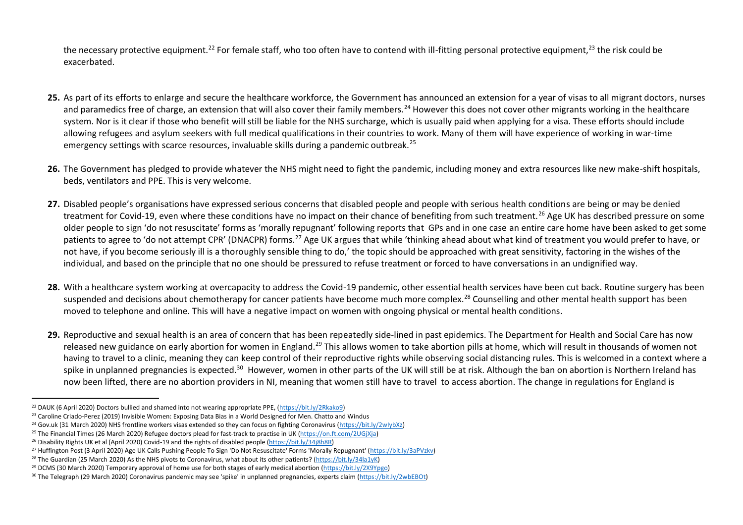the necessary protective equipment.[22] For female staff, who too often have to contend with ill-fitting personal protective equipment,[23] the risk could be exacerbated.

**25.** As part of its efforts to enlarge and secure the healthcare workforce, the Government has announced an extension for a year of visas to all migrant doctors, nurses and paramedics free of charge, an extension that will also cover their family members.[24] However this does not cover other migrants working in the healthcare system. Nor is it clear if those who benefit will still be liable for the NHS surcharge, which is usually paid when applying for a visa. These efforts should include allowing refugees and asylum seekers with full medical qualifications in their countries to work. Many of them will have experience of working in war-time emergency settings with scarce resources, invaluable skills during a pandemic outbreak.[25]

**26.** The Government has pledged to provide whatever the NHS might need to fight the pandemic, including money and extra resources like new make-shift hospitals, beds, ventilators and PPE. This is very welcome.

**27.** Disabled people's organisations have expressed serious concerns that disabled people and people with serious health conditions are being or may be denied treatment for Covid-19, even where these conditions have no impact on their chance of benefiting from such treatment.[26] Age UK has described pressure on some older people to sign 'do not resuscitate' forms as 'morally repugnant' following reports that GPs and in one case an entire care home have been asked to get some patients to agree to 'do not attempt CPR' (DNACPR) forms.[27] Age UK argues that while 'thinking ahead about what kind of treatment you would prefer to have, or not have, if you become seriously ill is a thoroughly sensible thing to do,' the topic should be approached with great sensitivity, factoring in the wishes of the individual, and based on the principle that no one should be pressured to refuse treatment or forced to have conversations in an undignified way.

**28.** With a healthcare system working at overcapacity to address the Covid-19 pandemic, other essential health services have been cut back. Routine surgery has been suspended and decisions about chemotherapy for cancer patients have become much more complex.[28] Counselling and other mental health support has been moved to telephone and online. This will have a negative impact on women with ongoing physical or mental health conditions.

**29.** Reproductive and sexual health is an area of concern that has been repeatedly side-lined in past epidemics. The Department for Health and Social Care has now released new guidance on early abortion for women in England.[29] This allows women to take abortion pills at home, which will result in thousands of women not having to travel to a clinic, meaning they can keep control of their reproductive rights while observing social distancing rules. This is welcomed in a context where a spike in unplanned pregnancies is expected.[30] However, women in other parts of the UK will still be at risk. Although the ban on abortion is Northern Ireland has now been lifted, there are no abortion providers in NI, meaning that women still have to travel to access abortion. The change in regulations for England is

---

[22] DAUK (6 April 2020) Doctors bullied and shamed into not wearing appropriate PPE, (https://bit.ly/2Rkako9)

[23] Caroline Criado-Perez (2019) Invisible Women: Exposing Data Bias in a World Designed for Men. Chatto and Windus

[24] Gov.uk (31 March 2020) NHS frontline workers visas extended so they can focus on fighting Coronavirus (https://bit.ly/2wIybXz)

[25] The Financial Times (26 March 2020) Refugee doctors plead for fast-track to practise in UK (https://on.ft.com/2UGjXja)

[26] Disability Rights UK et al (April 2020) Covid-19 and the rights of disabled people (https://bit.ly/34j8h8R)

[27] Huffington Post (3 April 2020) Age UK Calls Pushing People To Sign 'Do Not Resuscitate' Forms 'Morally Repugnant' (https://bit.ly/3aPVzkv)

[28] The Guardian (25 March 2020) As the NHS pivots to Coronavirus, what about its other patients? (https://bit.ly/34la1yK)

[29] DCMS (30 March 2020) Temporary approval of home use for both stages of early medical abortion (https://bit.ly/2X9Ypgo)

[30] The Telegraph (29 March 2020) Coronavirus pandemic may see 'spike' in unplanned pregnancies, experts claim (https://bit.ly/2wbEBOt)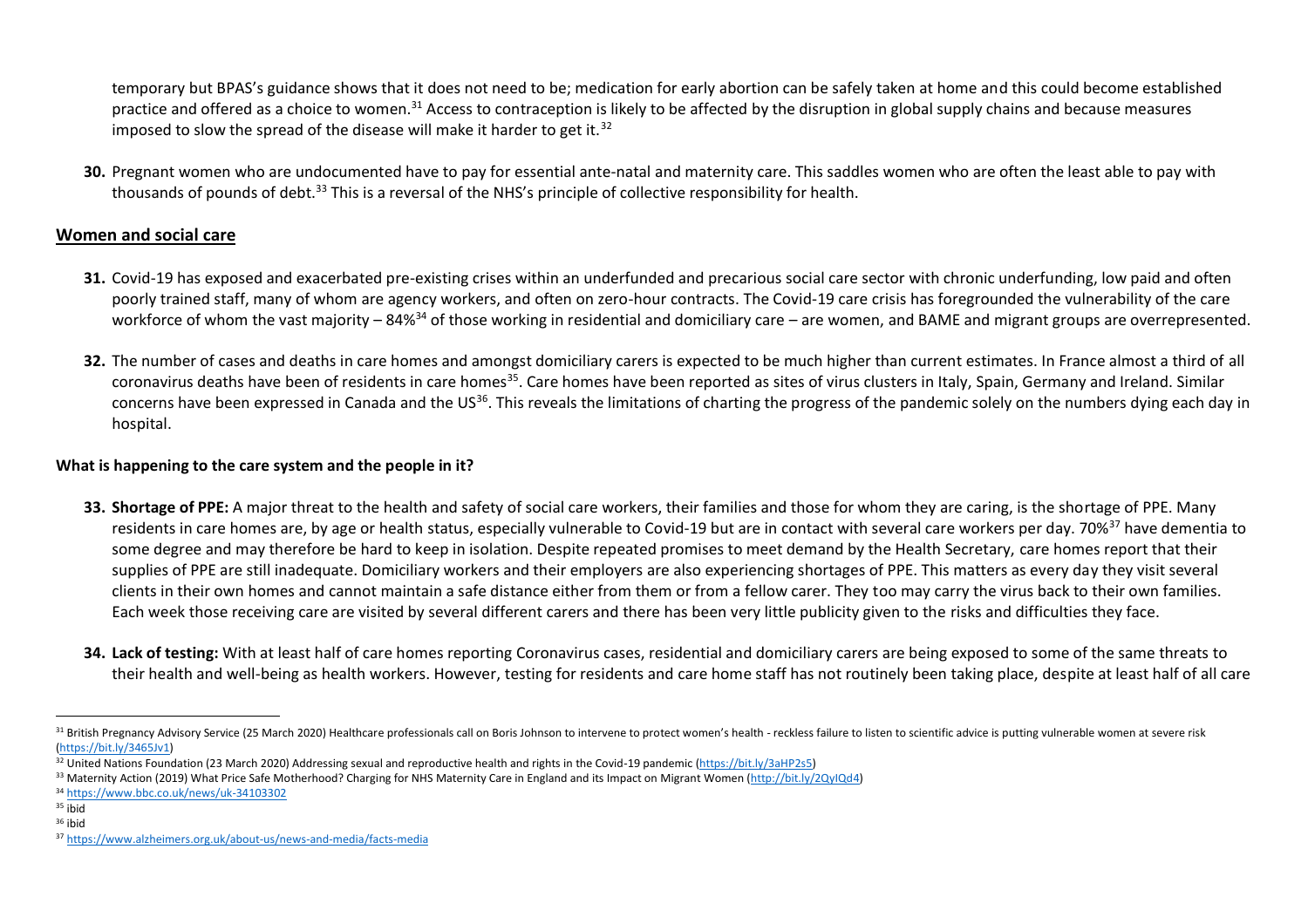temporary but BPAS's guidance shows that it does not need to be; medication for early abortion can be safely taken at home and this could become established practice and offered as a choice to women.[31] Access to contraception is likely to be affected by the disruption in global supply chains and because measures imposed to slow the spread of the disease will make it harder to get it.[32]

**30.** Pregnant women who are undocumented have to pay for essential ante-natal and maternity care. This saddles women who are often the least able to pay with thousands of pounds of debt.[33] This is a reversal of the NHS's principle of collective responsibility for health.

## Women and social care

**31.** Covid-19 has exposed and exacerbated pre-existing crises within an underfunded and precarious social care sector with chronic underfunding, low paid and often poorly trained staff, many of whom are agency workers, and often on zero-hour contracts. The Covid-19 care crisis has foregrounded the vulnerability of the care workforce of whom the vast majority – 84%[34] of those working in residential and domiciliary care – are women, and BAME and migrant groups are overrepresented.

**32.** The number of cases and deaths in care homes and amongst domiciliary carers is expected to be much higher than current estimates. In France almost a third of all coronavirus deaths have been of residents in care homes[35]. Care homes have been reported as sites of virus clusters in Italy, Spain, Germany and Ireland. Similar concerns have been expressed in Canada and the US[36]. This reveals the limitations of charting the progress of the pandemic solely on the numbers dying each day in hospital.

### What is happening to the care system and the people in it?

**33. Shortage of PPE:** A major threat to the health and safety of social care workers, their families and those for whom they are caring, is the shortage of PPE. Many residents in care homes are, by age or health status, especially vulnerable to Covid-19 but are in contact with several care workers per day. 70%[37] have dementia to some degree and may therefore be hard to keep in isolation. Despite repeated promises to meet demand by the Health Secretary, care homes report that their supplies of PPE are still inadequate. Domiciliary workers and their employers are also experiencing shortages of PPE. This matters as every day they visit several clients in their own homes and cannot maintain a safe distance either from them or from a fellow carer. They too may carry the virus back to their own families. Each week those receiving care are visited by several different carers and there has been very little publicity given to the risks and difficulties they face.

**34. Lack of testing:** With at least half of care homes reporting Coronavirus cases, residential and domiciliary carers are being exposed to some of the same threats to their health and well-being as health workers. However, testing for residents and care home staff has not routinely been taking place, despite at least half of all care

---

[31] British Pregnancy Advisory Service (25 March 2020) Healthcare professionals call on Boris Johnson to intervene to protect women's health - reckless failure to listen to scientific advice is putting vulnerable women at severe risk (https://bit.ly/3465Jv1)

[32] United Nations Foundation (23 March 2020) Addressing sexual and reproductive health and rights in the Covid-19 pandemic (https://bit.ly/3aHP2s5)

[33] Maternity Action (2019) What Price Safe Motherhood? Charging for NHS Maternity Care in England and its Impact on Migrant Women (http://bit.ly/2QyIQd4)

[34] https://www.bbc.co.uk/news/uk-34103302

[35] ibid

[36] ibid

[37] https://www.alzheimers.org.uk/about-us/news-and-media/facts-media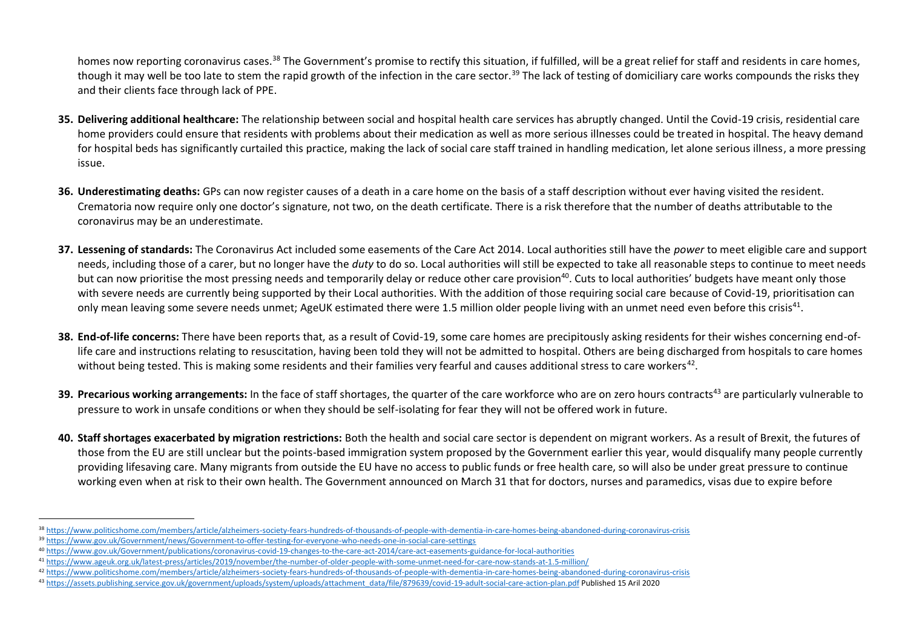homes now reporting coronavirus cases.[38] The Government's promise to rectify this situation, if fulfilled, will be a great relief for staff and residents in care homes, though it may well be too late to stem the rapid growth of the infection in the care sector.[39] The lack of testing of domiciliary care works compounds the risks they and their clients face through lack of PPE.

35. **Delivering additional healthcare:** The relationship between social and hospital health care services has abruptly changed. Until the Covid-19 crisis, residential care home providers could ensure that residents with problems about their medication as well as more serious illnesses could be treated in hospital. The heavy demand for hospital beds has significantly curtailed this practice, making the lack of social care staff trained in handling medication, let alone serious illness, a more pressing issue.

36. **Underestimating deaths:** GPs can now register causes of a death in a care home on the basis of a staff description without ever having visited the resident. Crematoria now require only one doctor's signature, not two, on the death certificate. There is a risk therefore that the number of deaths attributable to the coronavirus may be an underestimate.

37. **Lessening of standards:** The Coronavirus Act included some easements of the Care Act 2014. Local authorities still have the *power* to meet eligible care and support needs, including those of a carer, but no longer have the *duty* to do so. Local authorities will still be expected to take all reasonable steps to continue to meet needs but can now prioritise the most pressing needs and temporarily delay or reduce other care provision[40]. Cuts to local authorities' budgets have meant only those with severe needs are currently being supported by their Local authorities. With the addition of those requiring social care because of Covid-19, prioritisation can only mean leaving some severe needs unmet; AgeUK estimated there were 1.5 million older people living with an unmet need even before this crisis[41].

38. **End-of-life concerns:** There have been reports that, as a result of Covid-19, some care homes are precipitously asking residents for their wishes concerning end-of-life care and instructions relating to resuscitation, having been told they will not be admitted to hospital. Others are being discharged from hospitals to care homes without being tested. This is making some residents and their families very fearful and causes additional stress to care workers[42].

39. **Precarious working arrangements:** In the face of staff shortages, the quarter of the care workforce who are on zero hours contracts[43] are particularly vulnerable to pressure to work in unsafe conditions or when they should be self-isolating for fear they will not be offered work in future.

40. **Staff shortages exacerbated by migration restrictions:** Both the health and social care sector is dependent on migrant workers. As a result of Brexit, the futures of those from the EU are still unclear but the points-based immigration system proposed by the Government earlier this year, would disqualify many people currently providing lifesaving care. Many migrants from outside the EU have no access to public funds or free health care, so will also be under great pressure to continue working even when at risk to their own health. The Government announced on March 31 that for doctors, nurses and paramedics, visas due to expire before

---

[38] https://www.politicshome.com/members/article/alzheimers-society-fears-hundreds-of-thousands-of-people-with-dementia-in-care-homes-being-abandoned-during-coronavirus-crisis

[39] https://www.gov.uk/Government/news/Government-to-offer-testing-for-everyone-who-needs-one-in-social-care-settings

[40] https://www.gov.uk/Government/publications/coronavirus-covid-19-changes-to-the-care-act-2014/care-act-easements-guidance-for-local-authorities

[41] https://www.ageuk.org.uk/latest-press/articles/2019/november/the-number-of-older-people-with-some-unmet-need-for-care-now-stands-at-1.5-million/

[42] https://www.politicshome.com/members/article/alzheimers-society-fears-hundreds-of-thousands-of-people-with-dementia-in-care-homes-being-abandoned-during-coronavirus-crisis

[43] https://assets.publishing.service.gov.uk/government/uploads/system/uploads/attachment_data/file/879639/covid-19-adult-social-care-action-plan.pdf Published 15 Aril 2020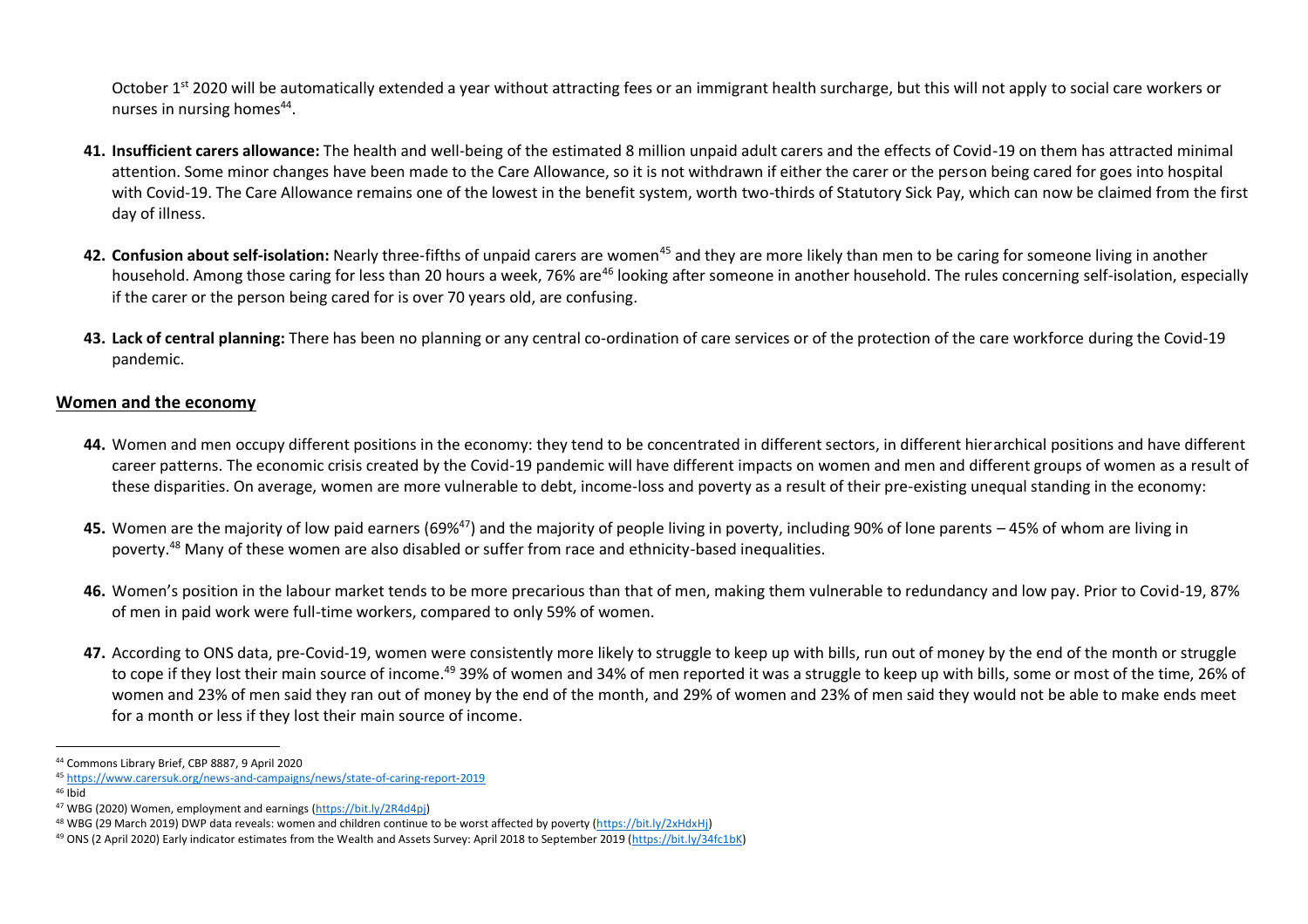October 1st 2020 will be automatically extended a year without attracting fees or an immigrant health surcharge, but this will not apply to social care workers or nurses in nursing homes[44].

**41. Insufficient carers allowance:** The health and well-being of the estimated 8 million unpaid adult carers and the effects of Covid-19 on them has attracted minimal attention. Some minor changes have been made to the Care Allowance, so it is not withdrawn if either the carer or the person being cared for goes into hospital with Covid-19. The Care Allowance remains one of the lowest in the benefit system, worth two-thirds of Statutory Sick Pay, which can now be claimed from the first day of illness.

**42. Confusion about self-isolation:** Nearly three-fifths of unpaid carers are women[45] and they are more likely than men to be caring for someone living in another household. Among those caring for less than 20 hours a week, 76% are[46] looking after someone in another household. The rules concerning self-isolation, especially if the carer or the person being cared for is over 70 years old, are confusing.

**43. Lack of central planning:** There has been no planning or any central co-ordination of care services or of the protection of the care workforce during the Covid-19 pandemic.

## Women and the economy

**44.** Women and men occupy different positions in the economy: they tend to be concentrated in different sectors, in different hierarchical positions and have different career patterns. The economic crisis created by the Covid-19 pandemic will have different impacts on women and men and different groups of women as a result of these disparities. On average, women are more vulnerable to debt, income-loss and poverty as a result of their pre-existing unequal standing in the economy:

**45.** Women are the majority of low paid earners (69%[47]) and the majority of people living in poverty, including 90% of lone parents – 45% of whom are living in poverty.[48] Many of these women are also disabled or suffer from race and ethnicity-based inequalities.

**46.** Women's position in the labour market tends to be more precarious than that of men, making them vulnerable to redundancy and low pay. Prior to Covid-19, 87% of men in paid work were full-time workers, compared to only 59% of women.

**47.** According to ONS data, pre-Covid-19, women were consistently more likely to struggle to keep up with bills, run out of money by the end of the month or struggle to cope if they lost their main source of income.[49] 39% of women and 34% of men reported it was a struggle to keep up with bills, some or most of the time, 26% of women and 23% of men said they ran out of money by the end of the month, and 29% of women and 23% of men said they would not be able to make ends meet for a month or less if they lost their main source of income.

---

[44] Commons Library Brief, CBP 8887, 9 April 2020

[45] https://www.carersuk.org/news-and-campaigns/news/state-of-caring-report-2019

[46] Ibid

[47] WBG (2020) Women, employment and earnings (https://bit.ly/2R4d4pj)

[48] WBG (29 March 2019) DWP data reveals: women and children continue to be worst affected by poverty (https://bit.ly/2xHdxHj)

[49] ONS (2 April 2020) Early indicator estimates from the Wealth and Assets Survey: April 2018 to September 2019 (https://bit.ly/34fc1bK)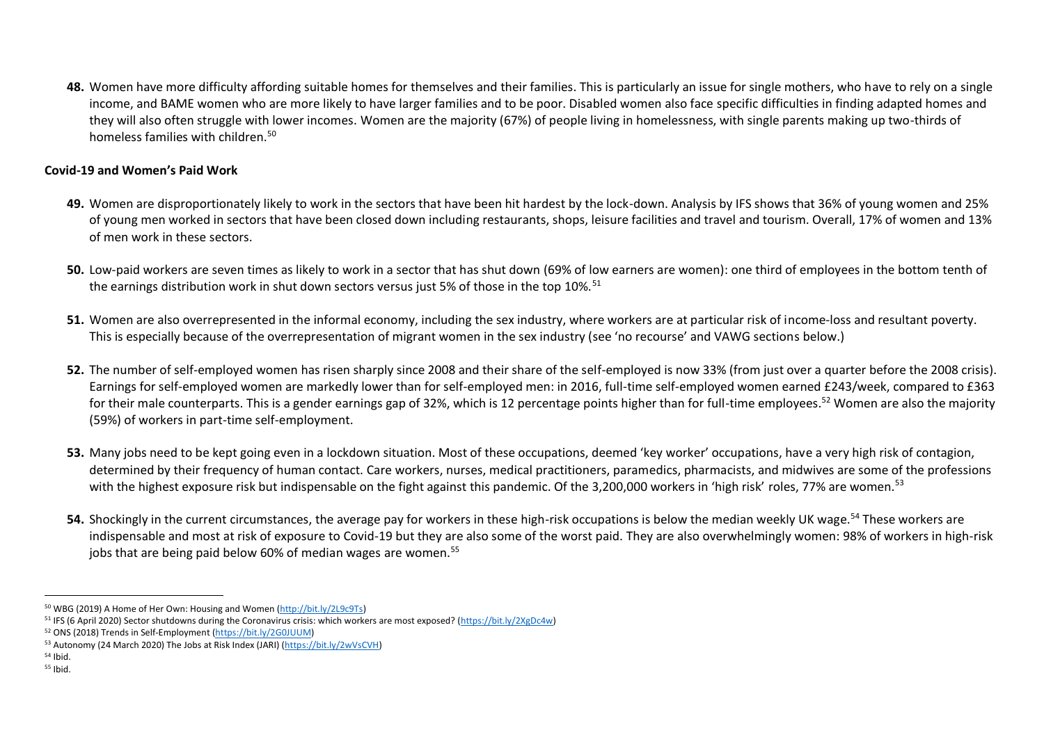48. Women have more difficulty affording suitable homes for themselves and their families. This is particularly an issue for single mothers, who have to rely on a single income, and BAME women who are more likely to have larger families and to be poor. Disabled women also face specific difficulties in finding adapted homes and they will also often struggle with lower incomes. Women are the majority (67%) of people living in homelessness, with single parents making up two-thirds of homeless families with children.[50]

**Covid-19 and Women's Paid Work**

49. Women are disproportionately likely to work in the sectors that have been hit hardest by the lock-down. Analysis by IFS shows that 36% of young women and 25% of young men worked in sectors that have been closed down including restaurants, shops, leisure facilities and travel and tourism. Overall, 17% of women and 13% of men work in these sectors.

50. Low-paid workers are seven times as likely to work in a sector that has shut down (69% of low earners are women): one third of employees in the bottom tenth of the earnings distribution work in shut down sectors versus just 5% of those in the top 10%.[51]

51. Women are also overrepresented in the informal economy, including the sex industry, where workers are at particular risk of income-loss and resultant poverty. This is especially because of the overrepresentation of migrant women in the sex industry (see 'no recourse' and VAWG sections below.)

52. The number of self-employed women has risen sharply since 2008 and their share of the self-employed is now 33% (from just over a quarter before the 2008 crisis). Earnings for self-employed women are markedly lower than for self-employed men: in 2016, full-time self-employed women earned £243/week, compared to £363 for their male counterparts. This is a gender earnings gap of 32%, which is 12 percentage points higher than for full-time employees.[52] Women are also the majority (59%) of workers in part-time self-employment.

53. Many jobs need to be kept going even in a lockdown situation. Most of these occupations, deemed 'key worker' occupations, have a very high risk of contagion, determined by their frequency of human contact. Care workers, nurses, medical practitioners, paramedics, pharmacists, and midwives are some of the professions with the highest exposure risk but indispensable on the fight against this pandemic. Of the 3,200,000 workers in 'high risk' roles, 77% are women.[53]

54. Shockingly in the current circumstances, the average pay for workers in these high-risk occupations is below the median weekly UK wage.[54] These workers are indispensable and most at risk of exposure to Covid-19 but they are also some of the worst paid. They are also overwhelmingly women: 98% of workers in high-risk jobs that are being paid below 60% of median wages are women.[55]

---

[50] WBG (2019) A Home of Her Own: Housing and Women (http://bit.ly/2L9c9Ts)

[51] IFS (6 April 2020) Sector shutdowns during the Coronavirus crisis: which workers are most exposed? (https://bit.ly/2XgDc4w)

[52] ONS (2018) Trends in Self-Employment (https://bit.ly/2G0JUUM)

[53] Autonomy (24 March 2020) The Jobs at Risk Index (JARI) (https://bit.ly/2wVsCVH)

[54] Ibid.

[55] Ibid.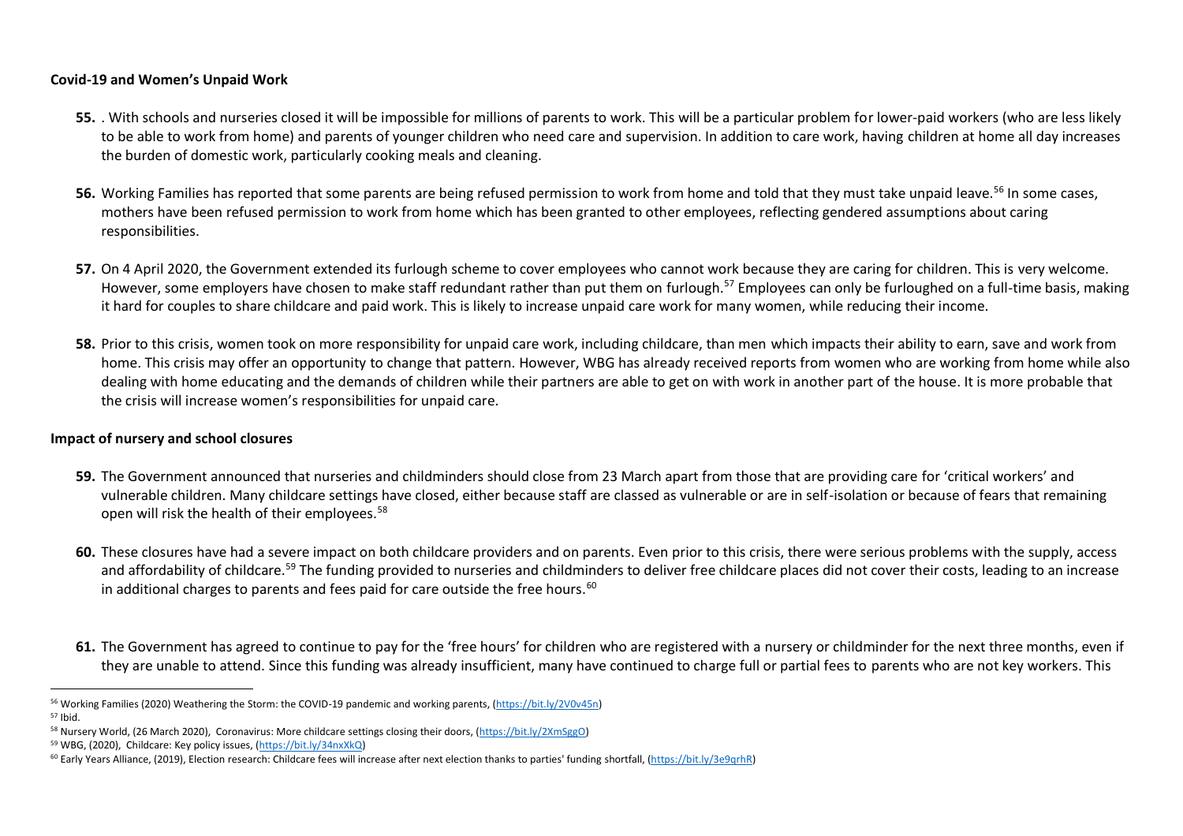**Covid-19 and Women's Unpaid Work**

55. . With schools and nurseries closed it will be impossible for millions of parents to work. This will be a particular problem for lower-paid workers (who are less likely to be able to work from home) and parents of younger children who need care and supervision. In addition to care work, having children at home all day increases the burden of domestic work, particularly cooking meals and cleaning.

56. Working Families has reported that some parents are being refused permission to work from home and told that they must take unpaid leave.[56] In some cases, mothers have been refused permission to work from home which has been granted to other employees, reflecting gendered assumptions about caring responsibilities.

57. On 4 April 2020, the Government extended its furlough scheme to cover employees who cannot work because they are caring for children. This is very welcome. However, some employers have chosen to make staff redundant rather than put them on furlough.[57] Employees can only be furloughed on a full-time basis, making it hard for couples to share childcare and paid work. This is likely to increase unpaid care work for many women, while reducing their income.

58. Prior to this crisis, women took on more responsibility for unpaid care work, including childcare, than men which impacts their ability to earn, save and work from home. This crisis may offer an opportunity to change that pattern. However, WBG has already received reports from women who are working from home while also dealing with home educating and the demands of children while their partners are able to get on with work in another part of the house. It is more probable that the crisis will increase women's responsibilities for unpaid care.

**Impact of nursery and school closures**

59. The Government announced that nurseries and childminders should close from 23 March apart from those that are providing care for 'critical workers' and vulnerable children. Many childcare settings have closed, either because staff are classed as vulnerable or are in self-isolation or because of fears that remaining open will risk the health of their employees.[58]

60. These closures have had a severe impact on both childcare providers and on parents. Even prior to this crisis, there were serious problems with the supply, access and affordability of childcare.[59] The funding provided to nurseries and childminders to deliver free childcare places did not cover their costs, leading to an increase in additional charges to parents and fees paid for care outside the free hours.[60]

61. The Government has agreed to continue to pay for the 'free hours' for children who are registered with a nursery or childminder for the next three months, even if they are unable to attend. Since this funding was already insufficient, many have continued to charge full or partial fees to parents who are not key workers. This

---

[56] Working Families (2020) Weathering the Storm: the COVID-19 pandemic and working parents, (https://bit.ly/2V0v45n)

[57] Ibid.

[58] Nursery World, (26 March 2020), Coronavirus: More childcare settings closing their doors, (https://bit.ly/2XmSggO)

[59] WBG, (2020), Childcare: Key policy issues, (https://bit.ly/34nxXkQ)

[60] Early Years Alliance, (2019), Election research: Childcare fees will increase after next election thanks to parties' funding shortfall, (https://bit.ly/3e9qrhR)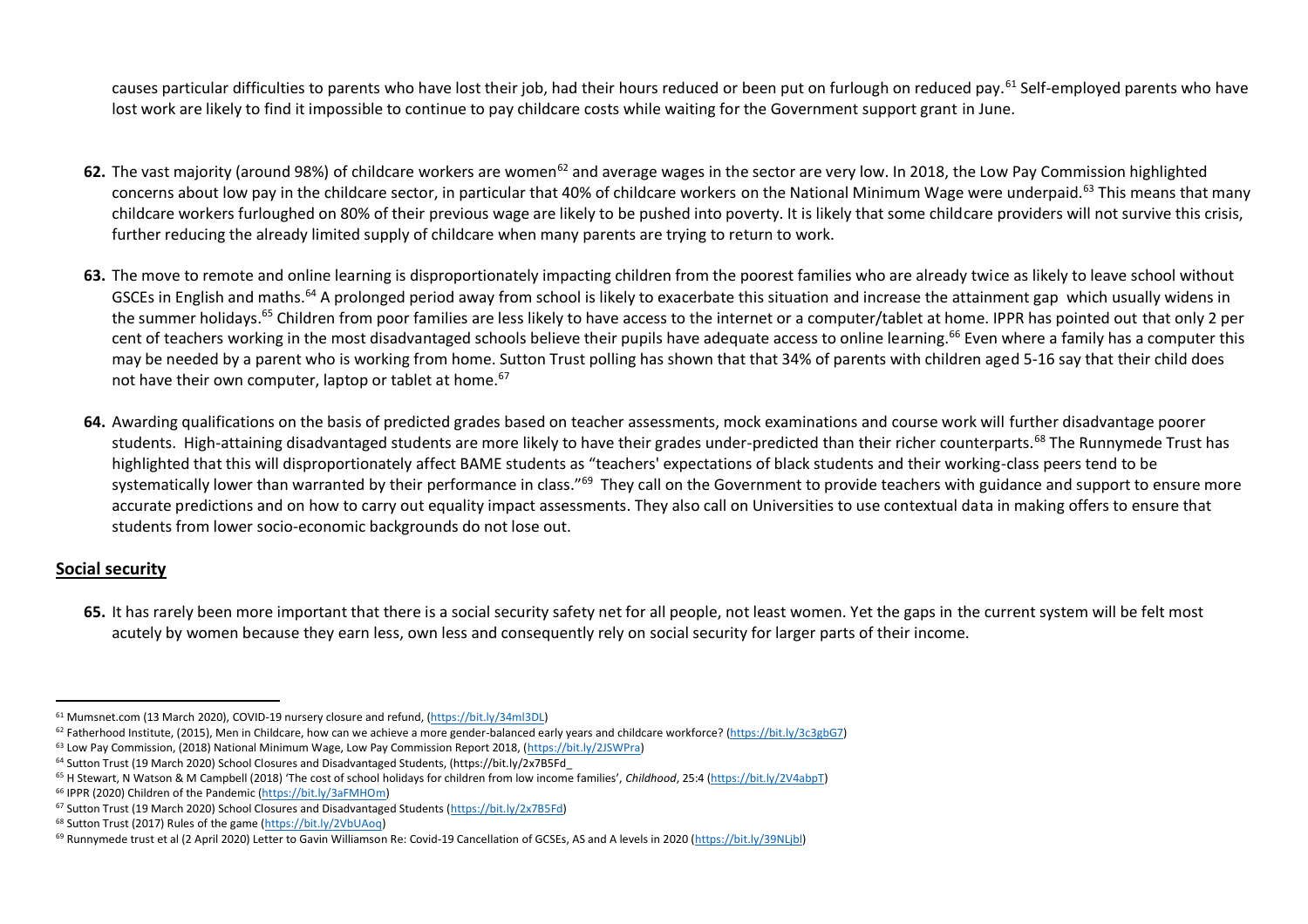causes particular difficulties to parents who have lost their job, had their hours reduced or been put on furlough on reduced pay.[61] Self-employed parents who have lost work are likely to find it impossible to continue to pay childcare costs while waiting for the Government support grant in June.

**62.** The vast majority (around 98%) of childcare workers are women[62] and average wages in the sector are very low. In 2018, the Low Pay Commission highlighted concerns about low pay in the childcare sector, in particular that 40% of childcare workers on the National Minimum Wage were underpaid.[63] This means that many childcare workers furloughed on 80% of their previous wage are likely to be pushed into poverty. It is likely that some childcare providers will not survive this crisis, further reducing the already limited supply of childcare when many parents are trying to return to work.

**63.** The move to remote and online learning is disproportionately impacting children from the poorest families who are already twice as likely to leave school without GSCEs in English and maths.[64] A prolonged period away from school is likely to exacerbate this situation and increase the attainment gap which usually widens in the summer holidays.[65] Children from poor families are less likely to have access to the internet or a computer/tablet at home. IPPR has pointed out that only 2 per cent of teachers working in the most disadvantaged schools believe their pupils have adequate access to online learning.[66] Even where a family has a computer this may be needed by a parent who is working from home. Sutton Trust polling has shown that that 34% of parents with children aged 5-16 say that their child does not have their own computer, laptop or tablet at home.[67]

**64.** Awarding qualifications on the basis of predicted grades based on teacher assessments, mock examinations and course work will further disadvantage poorer students. High-attaining disadvantaged students are more likely to have their grades under-predicted than their richer counterparts.[68] The Runnymede Trust has highlighted that this will disproportionately affect BAME students as "teachers' expectations of black students and their working-class peers tend to be systematically lower than warranted by their performance in class."[69] They call on the Government to provide teachers with guidance and support to ensure more accurate predictions and on how to carry out equality impact assessments. They also call on Universities to use contextual data in making offers to ensure that students from lower socio-economic backgrounds do not lose out.

## Social security

**65.** It has rarely been more important that there is a social security safety net for all people, not least women. Yet the gaps in the current system will be felt most acutely by women because they earn less, own less and consequently rely on social security for larger parts of their income.

---

[61] Mumsnet.com (13 March 2020), COVID-19 nursery closure and refund, (https://bit.ly/34ml3DL)

[62] Fatherhood Institute, (2015), Men in Childcare, how can we achieve a more gender-balanced early years and childcare workforce? (https://bit.ly/3c3gbG7)

[63] Low Pay Commission, (2018) National Minimum Wage, Low Pay Commission Report 2018, (https://bit.ly/2JSWPra)

[64] Sutton Trust (19 March 2020) School Closures and Disadvantaged Students, (https://bit.ly/2x7B5Fd_

[65] H Stewart, N Watson & M Campbell (2018) 'The cost of school holidays for children from low income families', *Childhood*, 25:4 (https://bit.ly/2V4abpT)

[66] IPPR (2020) Children of the Pandemic (https://bit.ly/3aFMHOm)

[67] Sutton Trust (19 March 2020) School Closures and Disadvantaged Students (https://bit.ly/2x7B5Fd)

[68] Sutton Trust (2017) Rules of the game (https://bit.ly/2VbUAoq)

[69] Runnymede trust et al (2 April 2020) Letter to Gavin Williamson Re: Covid-19 Cancellation of GCSEs, AS and A levels in 2020 (https://bit.ly/39NLjbl)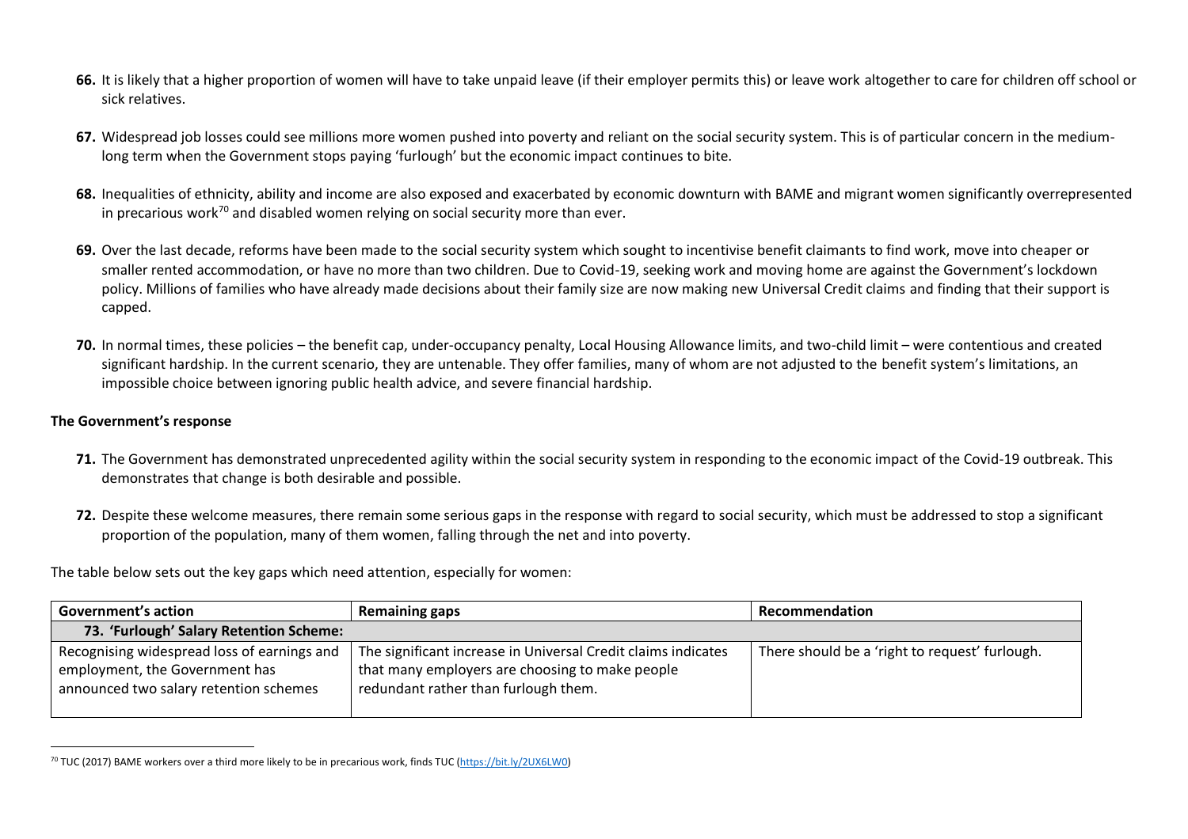66. It is likely that a higher proportion of women will have to take unpaid leave (if their employer permits this) or leave work altogether to care for children off school or sick relatives.

67. Widespread job losses could see millions more women pushed into poverty and reliant on the social security system. This is of particular concern in the medium-long term when the Government stops paying 'furlough' but the economic impact continues to bite.

68. Inequalities of ethnicity, ability and income are also exposed and exacerbated by economic downturn with BAME and migrant women significantly overrepresented in precarious work[70] and disabled women relying on social security more than ever.

69. Over the last decade, reforms have been made to the social security system which sought to incentivise benefit claimants to find work, move into cheaper or smaller rented accommodation, or have no more than two children. Due to Covid-19, seeking work and moving home are against the Government's lockdown policy. Millions of families who have already made decisions about their family size are now making new Universal Credit claims and finding that their support is capped.

70. In normal times, these policies – the benefit cap, under-occupancy penalty, Local Housing Allowance limits, and two-child limit – were contentious and created significant hardship. In the current scenario, they are untenable. They offer families, many of whom are not adjusted to the benefit system's limitations, an impossible choice between ignoring public health advice, and severe financial hardship.

### The Government's response

71. The Government has demonstrated unprecedented agility within the social security system in responding to the economic impact of the Covid-19 outbreak. This demonstrates that change is both desirable and possible.

72. Despite these welcome measures, there remain some serious gaps in the response with regard to social security, which must be addressed to stop a significant proportion of the population, many of them women, falling through the net and into poverty.

The table below sets out the key gaps which need attention, especially for women:

| Government's action | Remaining gaps | Recommendation |
|---|---|---|
| **73. 'Furlough' Salary Retention Scheme:** | | |
| Recognising widespread loss of earnings and employment, the Government has announced two salary retention schemes | The significant increase in Universal Credit claims indicates that many employers are choosing to make people redundant rather than furlough them. | There should be a 'right to request' furlough. |

[70] TUC (2017) BAME workers over a third more likely to be in precarious work, finds TUC (https://bit.ly/2UX6LW0)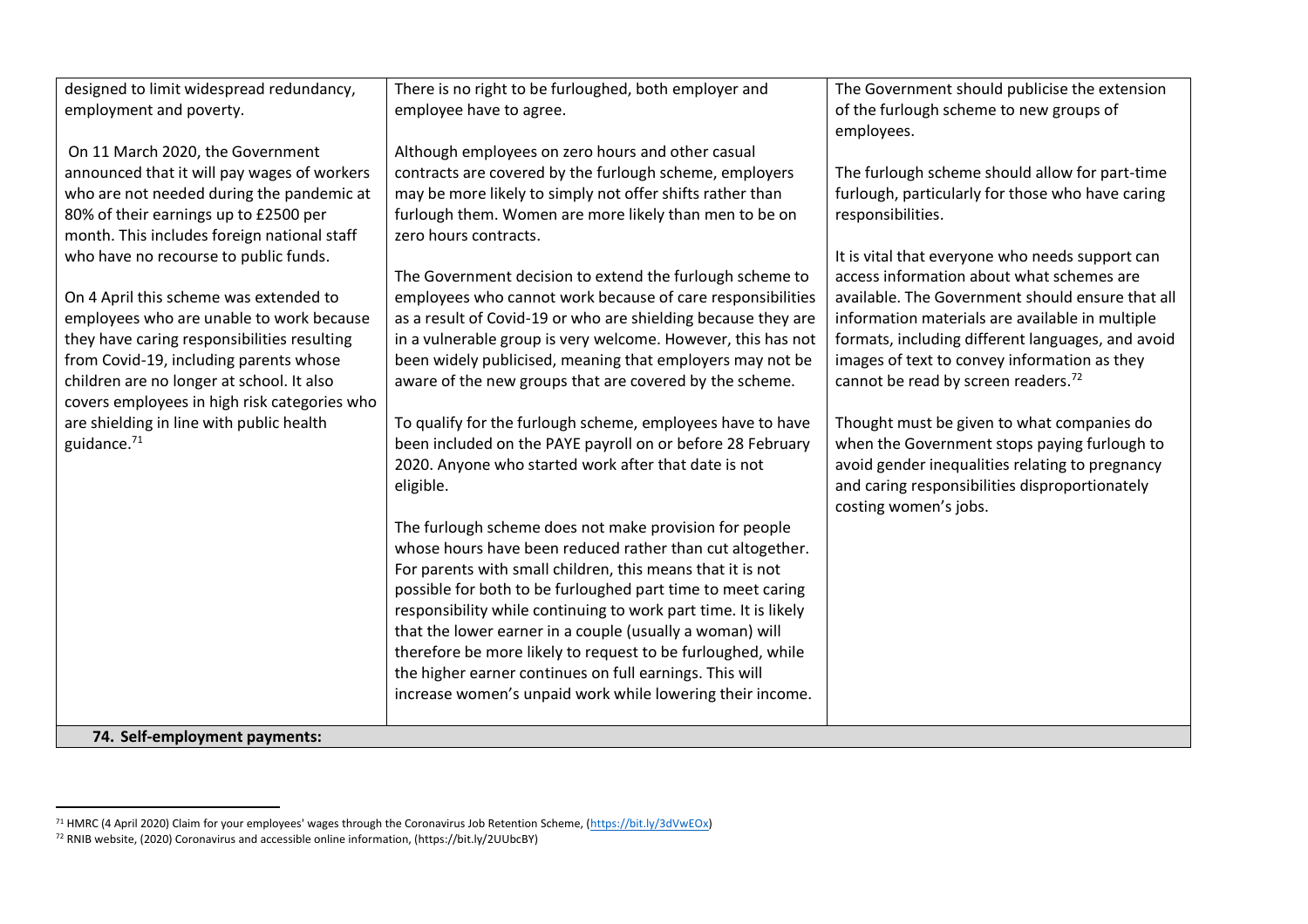| | | |
|---|---|---|
| designed to limit widespread redundancy, employment and poverty.<br><br>On 11 March 2020, the Government announced that it will pay wages of workers who are not needed during the pandemic at 80% of their earnings up to £2500 per month. This includes foreign national staff who have no recourse to public funds.<br><br>On 4 April this scheme was extended to employees who are unable to work because they have caring responsibilities resulting from Covid-19, including parents whose children are no longer at school. It also covers employees in high risk categories who are shielding in line with public health guidance.[71] | There is no right to be furloughed, both employer and employee have to agree.<br><br>Although employees on zero hours and other casual contracts are covered by the furlough scheme, employers may be more likely to simply not offer shifts rather than furlough them. Women are more likely than men to be on zero hours contracts.<br><br>The Government decision to extend the furlough scheme to employees who cannot work because of care responsibilities as a result of Covid-19 or who are shielding because they are in a vulnerable group is very welcome. However, this has not been widely publicised, meaning that employers may not be aware of the new groups that are covered by the scheme.<br><br>To qualify for the furlough scheme, employees have to have been included on the PAYE payroll on or before 28 February 2020. Anyone who started work after that date is not eligible.<br><br>The furlough scheme does not make provision for people whose hours have been reduced rather than cut altogether. For parents with small children, this means that it is not possible for both to be furloughed part time to meet caring responsibility while continuing to work part time. It is likely that the lower earner in a couple (usually a woman) will therefore be more likely to request to be furloughed, while the higher earner continues on full earnings. This will increase women's unpaid work while lowering their income. | The Government should publicise the extension of the furlough scheme to new groups of employees.<br><br>The furlough scheme should allow for part-time furlough, particularly for those who have caring responsibilities.<br><br>It is vital that everyone who needs support can access information about what schemes are available. The Government should ensure that all information materials are available in multiple formats, including different languages, and avoid images of text to convey information as they cannot be read by screen readers.[72]<br><br>Thought must be given to what companies do when the Government stops paying furlough to avoid gender inequalities relating to pregnancy and caring responsibilities disproportionately costing women's jobs. |
| **74. Self-employment payments:** | | |

[71] HMRC (4 April 2020) Claim for your employees' wages through the Coronavirus Job Retention Scheme, (https://bit.ly/3dVwEOx)

[72] RNIB website, (2020) Coronavirus and accessible online information, (https://bit.ly/2UUbcBY)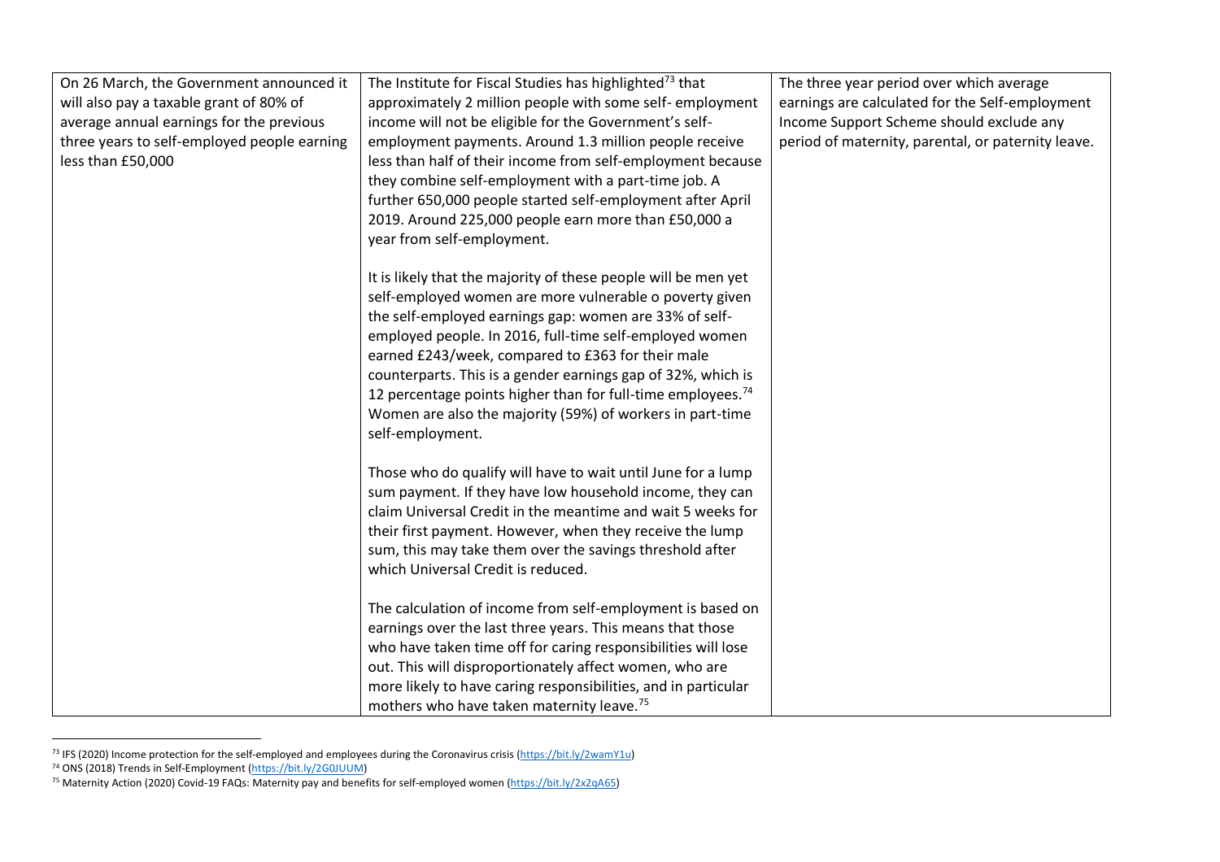| | | |
|---|---|---|
| On 26 March, the Government announced it will also pay a taxable grant of 80% of average annual earnings for the previous three years to self-employed people earning less than £50,000 | The Institute for Fiscal Studies has highlighted[73] that approximately 2 million people with some self- employment income will not be eligible for the Government's self-employment payments. Around 1.3 million people receive less than half of their income from self-employment because they combine self-employment with a part-time job. A further 650,000 people started self-employment after April 2019. Around 225,000 people earn more than £50,000 a year from self-employment.<br><br>It is likely that the majority of these people will be men yet self-employed women are more vulnerable o poverty given the self-employed earnings gap: women are 33% of self-employed people. In 2016, full-time self-employed women earned £243/week, compared to £363 for their male counterparts. This is a gender earnings gap of 32%, which is 12 percentage points higher than for full-time employees.[74] Women are also the majority (59%) of workers in part-time self-employment.<br><br>Those who do qualify will have to wait until June for a lump sum payment. If they have low household income, they can claim Universal Credit in the meantime and wait 5 weeks for their first payment. However, when they receive the lump sum, this may take them over the savings threshold after which Universal Credit is reduced.<br><br>The calculation of income from self-employment is based on earnings over the last three years. This means that those who have taken time off for caring responsibilities will lose out. This will disproportionately affect women, who are more likely to have caring responsibilities, and in particular mothers who have taken maternity leave.[75] | The three year period over which average earnings are calculated for the Self-employment Income Support Scheme should exclude any period of maternity, parental, or paternity leave. |

[73] IFS (2020) Income protection for the self-employed and employees during the Coronavirus crisis (https://bit.ly/2wamY1u)

[74] ONS (2018) Trends in Self-Employment (https://bit.ly/2G0JUUM)

[75] Maternity Action (2020) Covid-19 FAQs: Maternity pay and benefits for self-employed women (https://bit.ly/2x2qA65)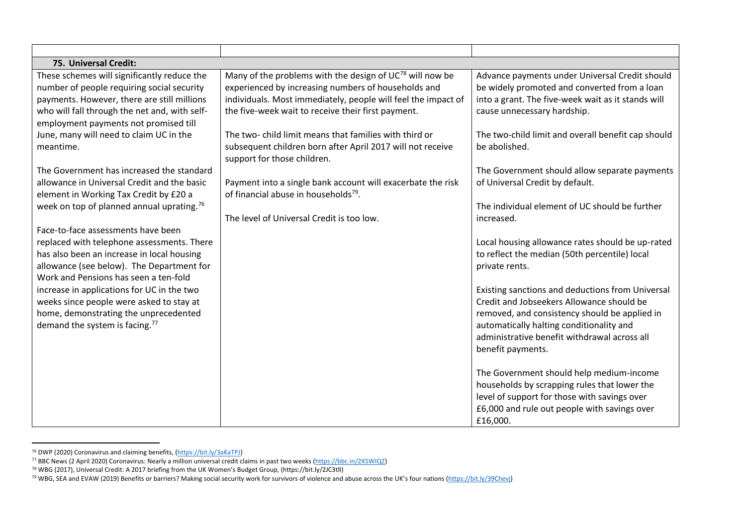| | | |
|---|---|---|
| **75. Universal Credit:** | | |
| These schemes will significantly reduce the number of people requiring social security payments. However, there are still millions who will fall through the net and, with self-employment payments not promised till June, many will need to claim UC in the meantime.<br><br>The Government has increased the standard allowance in Universal Credit and the basic element in Working Tax Credit by £20 a week on top of planned annual uprating.[76]<br><br>Face-to-face assessments have been replaced with telephone assessments. There has also been an increase in local housing allowance (see below). The Department for Work and Pensions has seen a ten-fold increase in applications for UC in the two weeks since people were asked to stay at home, demonstrating the unprecedented demand the system is facing.[77] | Many of the problems with the design of UC[78] will now be experienced by increasing numbers of households and individuals. Most immediately, people will feel the impact of the five-week wait to receive their first payment.<br><br>The two- child limit means that families with third or subsequent children born after April 2017 will not receive support for those children.<br><br>Payment into a single bank account will exacerbate the risk of financial abuse in households[79].<br><br>The level of Universal Credit is too low. | Advance payments under Universal Credit should be widely promoted and converted from a loan into a grant. The five-week wait as it stands will cause unnecessary hardship.<br><br>The two-child limit and overall benefit cap should be abolished.<br><br>The Government should allow separate payments of Universal Credit by default.<br><br>The individual element of UC should be further increased.<br><br>Local housing allowance rates should be up-rated to reflect the median (50th percentile) local private rents.<br><br>Existing sanctions and deductions from Universal Credit and Jobseekers Allowance should be removed, and consistency should be applied in automatically halting conditionality and administrative benefit withdrawal across all benefit payments.<br><br>The Government should help medium-income households by scrapping rules that lower the level of support for those with savings over £6,000 and rule out people with savings over £16,000. |

[76] DWP (2020) Coronavirus and claiming benefits, (https://bit.ly/3aKaTPJ)

[77] BBC News (2 April 2020) Coronavirus: Nearly a million universal credit claims in past two weeks (https://bbc.in/2X5WIQZ)

[78] WBG (2017), Universal Credit: A 2017 briefing from the UK Women's Budget Group, (https://bit.ly/2JC3tIl)

[79] WBG, SEA and EVAW (2019) Benefits or barriers? Making social security work for survivors of violence and abuse across the UK's four nations (https://bit.ly/39Chevj)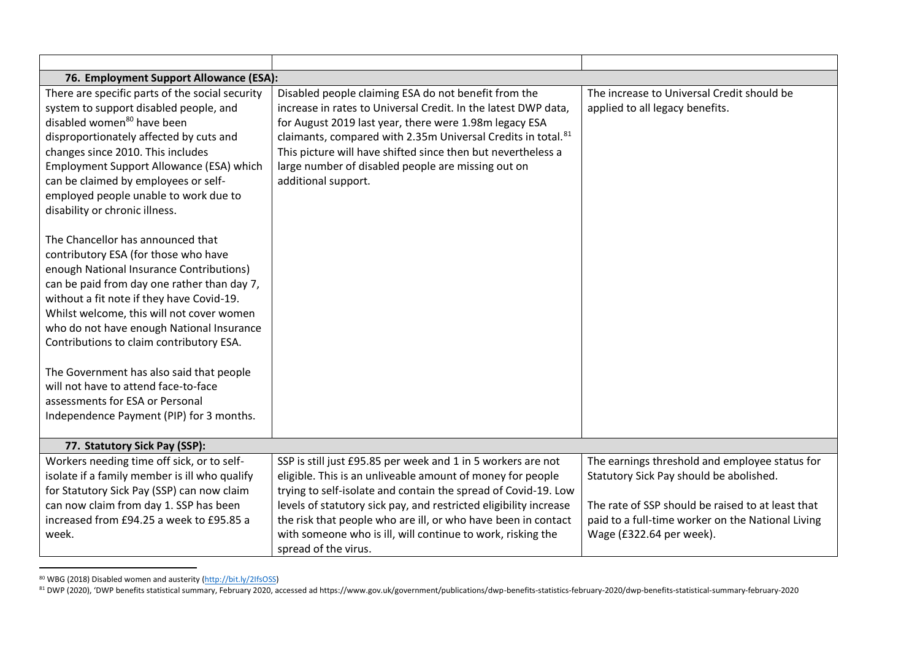| | | |
|---|---|---|
| **76. Employment Support Allowance (ESA):** | | |
| There are specific parts of the social security system to support disabled people, and disabled women[80] have been disproportionately affected by cuts and changes since 2010. This includes Employment Support Allowance (ESA) which can be claimed by employees or self-employed people unable to work due to disability or chronic illness.<br><br>The Chancellor has announced that contributory ESA (for those who have enough National Insurance Contributions) can be paid from day one rather than day 7, without a fit note if they have Covid-19. Whilst welcome, this will not cover women who do not have enough National Insurance Contributions to claim contributory ESA.<br><br>The Government has also said that people will not have to attend face-to-face assessments for ESA or Personal Independence Payment (PIP) for 3 months. | Disabled people claiming ESA do not benefit from the increase in rates to Universal Credit. In the latest DWP data, for August 2019 last year, there were 1.98m legacy ESA claimants, compared with 2.35m Universal Credits in total.[81] This picture will have shifted since then but nevertheless a large number of disabled people are missing out on additional support. | The increase to Universal Credit should be applied to all legacy benefits. |
| **77. Statutory Sick Pay (SSP):** | | |
| Workers needing time off sick, or to self-isolate if a family member is ill who qualify for Statutory Sick Pay (SSP) can now claim can now claim from day 1. SSP has been increased from £94.25 a week to £95.85 a week. | SSP is still just £95.85 per week and 1 in 5 workers are not eligible. This is an unliveable amount of money for people trying to self-isolate and contain the spread of Covid-19. Low levels of statutory sick pay, and restricted eligibility increase the risk that people who are ill, or who have been in contact with someone who is ill, will continue to work, risking the spread of the virus. | The earnings threshold and employee status for Statutory Sick Pay should be abolished.<br><br>The rate of SSP should be raised to at least that paid to a full-time worker on the National Living Wage (£322.64 per week). |

[80] WBG (2018) Disabled women and austerity (http://bit.ly/2IfsOSS)

[81] DWP (2020), 'DWP benefits statistical summary, February 2020, accessed ad https://www.gov.uk/government/publications/dwp-benefits-statistics-february-2020/dwp-benefits-statistical-summary-february-2020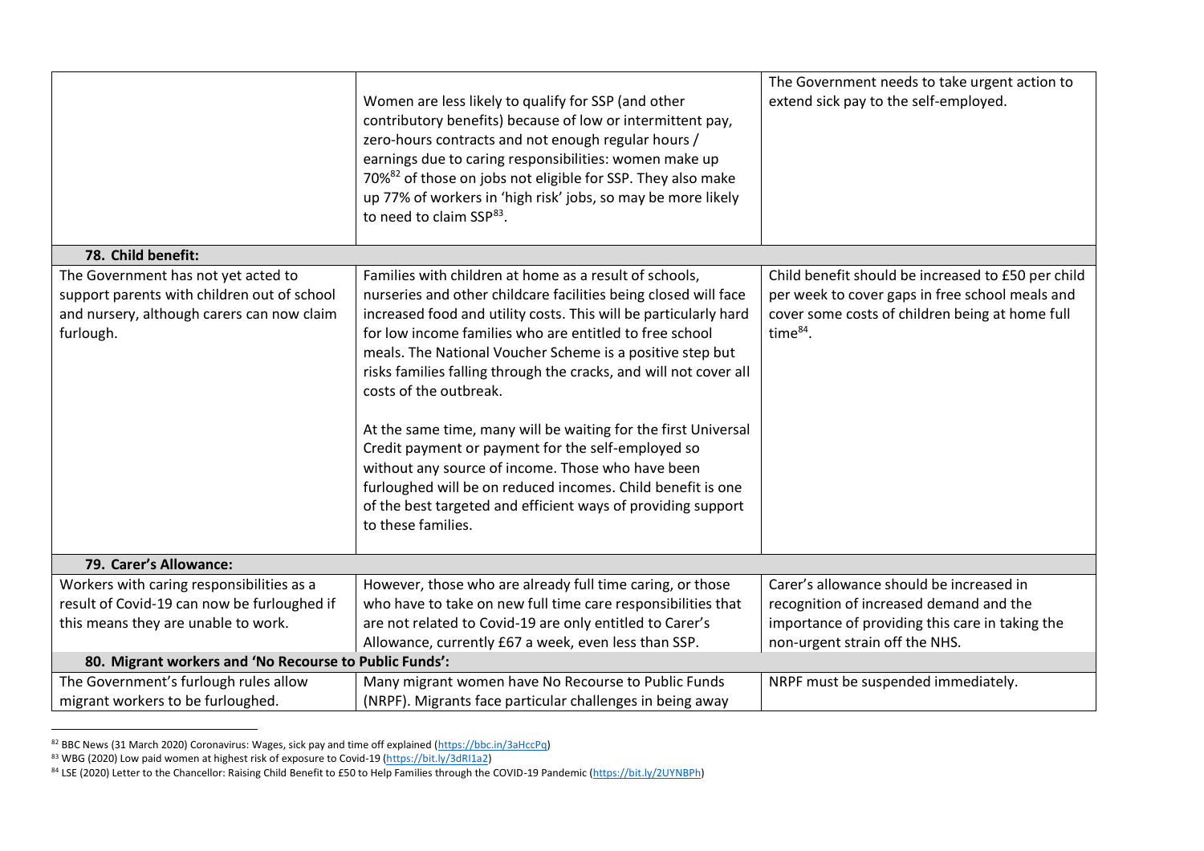| | | |
|---|---|---|
| | Women are less likely to qualify for SSP (and other contributory benefits) because of low or intermittent pay, zero-hours contracts and not enough regular hours / earnings due to caring responsibilities: women make up 70%[82] of those on jobs not eligible for SSP. They also make up 77% of workers in 'high risk' jobs, so may be more likely to need to claim SSP[83]. | The Government needs to take urgent action to extend sick pay to the self-employed. |
| **78. Child benefit:** | | |
| The Government has not yet acted to support parents with children out of school and nursery, although carers can now claim furlough. | Families with children at home as a result of schools, nurseries and other childcare facilities being closed will face increased food and utility costs. This will be particularly hard for low income families who are entitled to free school meals. The National Voucher Scheme is a positive step but risks families falling through the cracks, and will not cover all costs of the outbreak.<br><br>At the same time, many will be waiting for the first Universal Credit payment or payment for the self-employed so without any source of income. Those who have been furloughed will be on reduced incomes. Child benefit is one of the best targeted and efficient ways of providing support to these families. | Child benefit should be increased to £50 per child per week to cover gaps in free school meals and cover some costs of children being at home full time[84]. |
| **79. Carer's Allowance:** | | |
| Workers with caring responsibilities as a result of Covid-19 can now be furloughed if this means they are unable to work. | However, those who are already full time caring, or those who have to take on new full time care responsibilities that are not related to Covid-19 are only entitled to Carer's Allowance, currently £67 a week, even less than SSP. | Carer's allowance should be increased in recognition of increased demand and the importance of providing this care in taking the non-urgent strain off the NHS. |
| **80. Migrant workers and 'No Recourse to Public Funds':** | | |
| The Government's furlough rules allow migrant workers to be furloughed. | Many migrant women have No Recourse to Public Funds (NRPF). Migrants face particular challenges in being away | NRPF must be suspended immediately. |

[82] BBC News (31 March 2020) Coronavirus: Wages, sick pay and time off explained (https://bbc.in/3aHccPq)

[83] WBG (2020) Low paid women at highest risk of exposure to Covid-19 (https://bit.ly/3dRI1a2)

[84] LSE (2020) Letter to the Chancellor: Raising Child Benefit to £50 to Help Families through the COVID-19 Pandemic (https://bit.ly/2UYNBPh)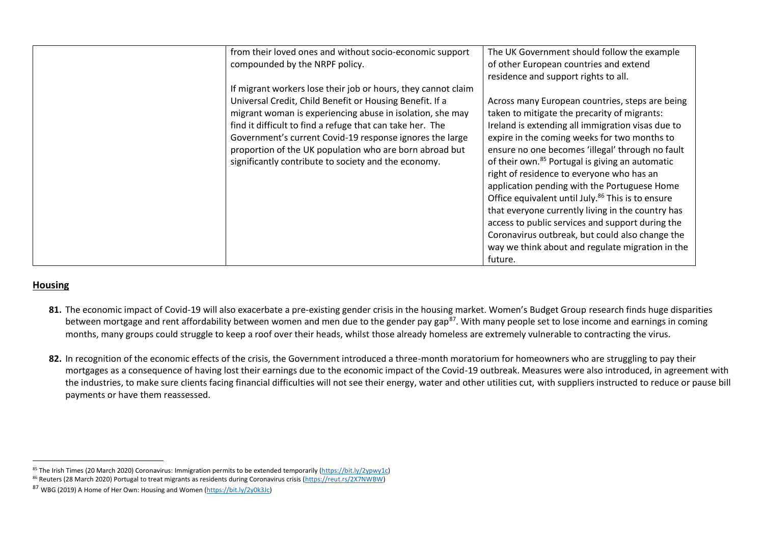| | from their loved ones and without socio-economic support compounded by the NRPF policy.<br><br>If migrant workers lose their job or hours, they cannot claim Universal Credit, Child Benefit or Housing Benefit. If a migrant woman is experiencing abuse in isolation, she may find it difficult to find a refuge that can take her. The Government's current Covid-19 response ignores the large proportion of the UK population who are born abroad but significantly contribute to society and the economy. | The UK Government should follow the example of other European countries and extend residence and support rights to all.<br><br>Across many European countries, steps are being taken to mitigate the precarity of migrants: Ireland is extending all immigration visas due to expire in the coming weeks for two months to ensure no one becomes 'illegal' through no fault of their own.[85] Portugal is giving an automatic right of residence to everyone who has an application pending with the Portuguese Home Office equivalent until July.[86] This is to ensure that everyone currently living in the country has access to public services and support during the Coronavirus outbreak, but could also change the way we think about and regulate migration in the future. |
|---|---|---|

## Housing

**81.** The economic impact of Covid-19 will also exacerbate a pre-existing gender crisis in the housing market. Women's Budget Group research finds huge disparities between mortgage and rent affordability between women and men due to the gender pay gap[87]. With many people set to lose income and earnings in coming months, many groups could struggle to keep a roof over their heads, whilst those already homeless are extremely vulnerable to contracting the virus.

**82.** In recognition of the economic effects of the crisis, the Government introduced a three-month moratorium for homeowners who are struggling to pay their mortgages as a consequence of having lost their earnings due to the economic impact of the Covid-19 outbreak. Measures were also introduced, in agreement with the industries, to make sure clients facing financial difficulties will not see their energy, water and other utilities cut, with suppliers instructed to reduce or pause bill payments or have them reassessed.

[85] The Irish Times (20 March 2020) Coronavirus: Immigration permits to be extended temporarily (https://bit.ly/2ypwy1c)

[86] Reuters (28 March 2020) Portugal to treat migrants as residents during Coronavirus crisis (https://reut.rs/2X7NWBW)

[87] WBG (2019) A Home of Her Own: Housing and Women (https://bit.ly/2y0k3Jc)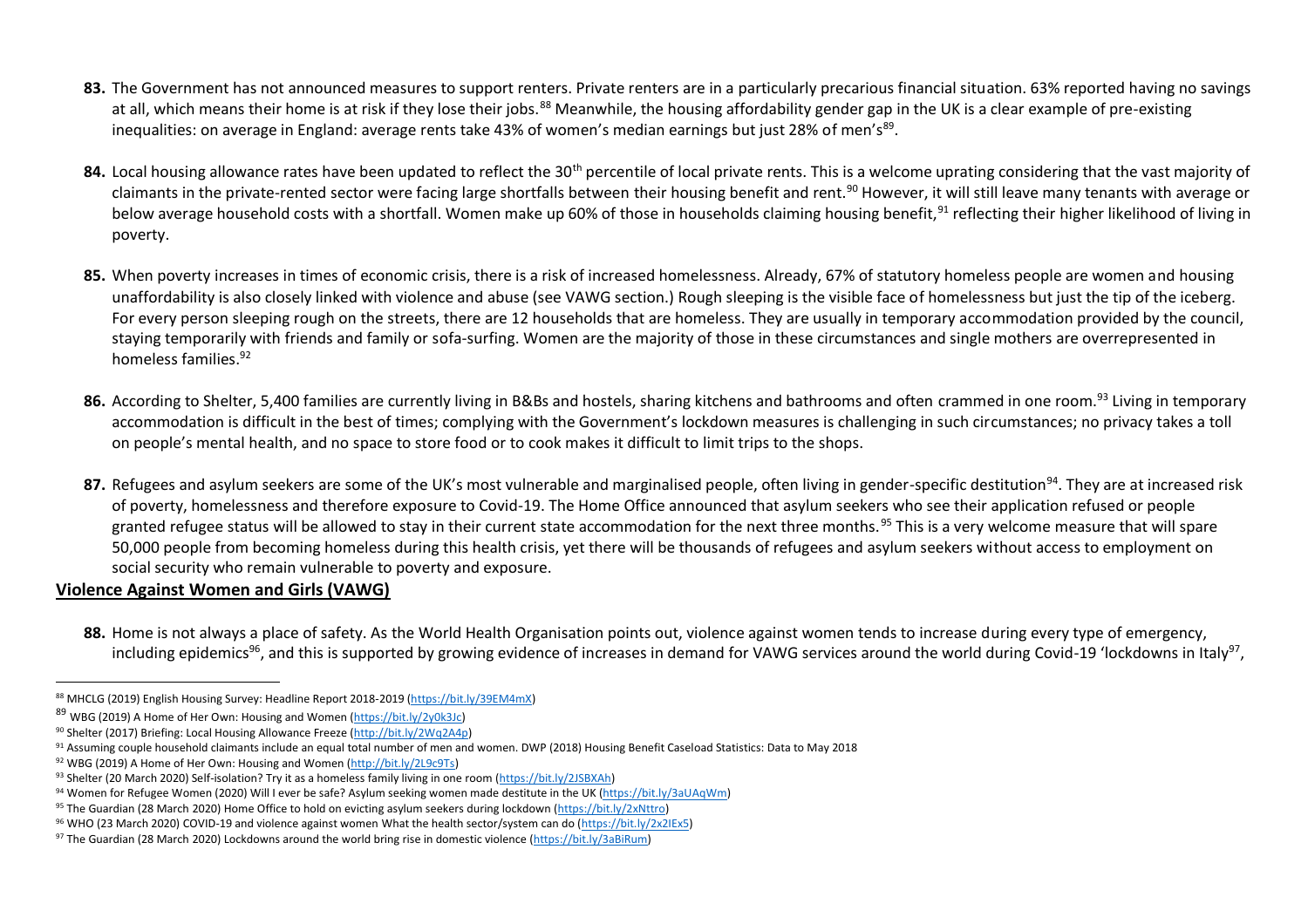83. The Government has not announced measures to support renters. Private renters are in a particularly precarious financial situation. 63% reported having no savings at all, which means their home is at risk if they lose their jobs.[88] Meanwhile, the housing affordability gender gap in the UK is a clear example of pre-existing inequalities: on average in England: average rents take 43% of women's median earnings but just 28% of men's[89].

84. Local housing allowance rates have been updated to reflect the 30th percentile of local private rents. This is a welcome uprating considering that the vast majority of claimants in the private-rented sector were facing large shortfalls between their housing benefit and rent.[90] However, it will still leave many tenants with average or below average household costs with a shortfall. Women make up 60% of those in households claiming housing benefit,[91] reflecting their higher likelihood of living in poverty.

85. When poverty increases in times of economic crisis, there is a risk of increased homelessness. Already, 67% of statutory homeless people are women and housing unaffordability is also closely linked with violence and abuse (see VAWG section.) Rough sleeping is the visible face of homelessness but just the tip of the iceberg. For every person sleeping rough on the streets, there are 12 households that are homeless. They are usually in temporary accommodation provided by the council, staying temporarily with friends and family or sofa-surfing. Women are the majority of those in these circumstances and single mothers are overrepresented in homeless families.[92]

86. According to Shelter, 5,400 families are currently living in B&Bs and hostels, sharing kitchens and bathrooms and often crammed in one room.[93] Living in temporary accommodation is difficult in the best of times; complying with the Government's lockdown measures is challenging in such circumstances; no privacy takes a toll on people's mental health, and no space to store food or to cook makes it difficult to limit trips to the shops.

87. Refugees and asylum seekers are some of the UK's most vulnerable and marginalised people, often living in gender-specific destitution[94]. They are at increased risk of poverty, homelessness and therefore exposure to Covid-19. The Home Office announced that asylum seekers who see their application refused or people granted refugee status will be allowed to stay in their current state accommodation for the next three months.[95] This is a very welcome measure that will spare 50,000 people from becoming homeless during this health crisis, yet there will be thousands of refugees and asylum seekers without access to employment on social security who remain vulnerable to poverty and exposure.

## Violence Against Women and Girls (VAWG)

88. Home is not always a place of safety. As the World Health Organisation points out, violence against women tends to increase during every type of emergency, including epidemics[96], and this is supported by growing evidence of increases in demand for VAWG services around the world during Covid-19 'lockdowns in Italy[97],

---

[88] MHCLG (2019) English Housing Survey: Headline Report 2018-2019 (https://bit.ly/39EM4mX)

[89] WBG (2019) A Home of Her Own: Housing and Women (https://bit.ly/2y0k3Jc)

[90] Shelter (2017) Briefing: Local Housing Allowance Freeze (http://bit.ly/2Wq2A4p)

[91] Assuming couple household claimants include an equal total number of men and women. DWP (2018) Housing Benefit Caseload Statistics: Data to May 2018

[92] WBG (2019) A Home of Her Own: Housing and Women (http://bit.ly/2L9c9Ts)

[93] Shelter (20 March 2020) Self-isolation? Try it as a homeless family living in one room (https://bit.ly/2JSBXAh)

[94] Women for Refugee Women (2020) Will I ever be safe? Asylum seeking women made destitute in the UK (https://bit.ly/3aUAqWm)

[95] The Guardian (28 March 2020) Home Office to hold on evicting asylum seekers during lockdown (https://bit.ly/2xNttro)

[96] WHO (23 March 2020) COVID-19 and violence against women What the health sector/system can do (https://bit.ly/2x2IEx5)

[97] The Guardian (28 March 2020) Lockdowns around the world bring rise in domestic violence (https://bit.ly/3aBiRum)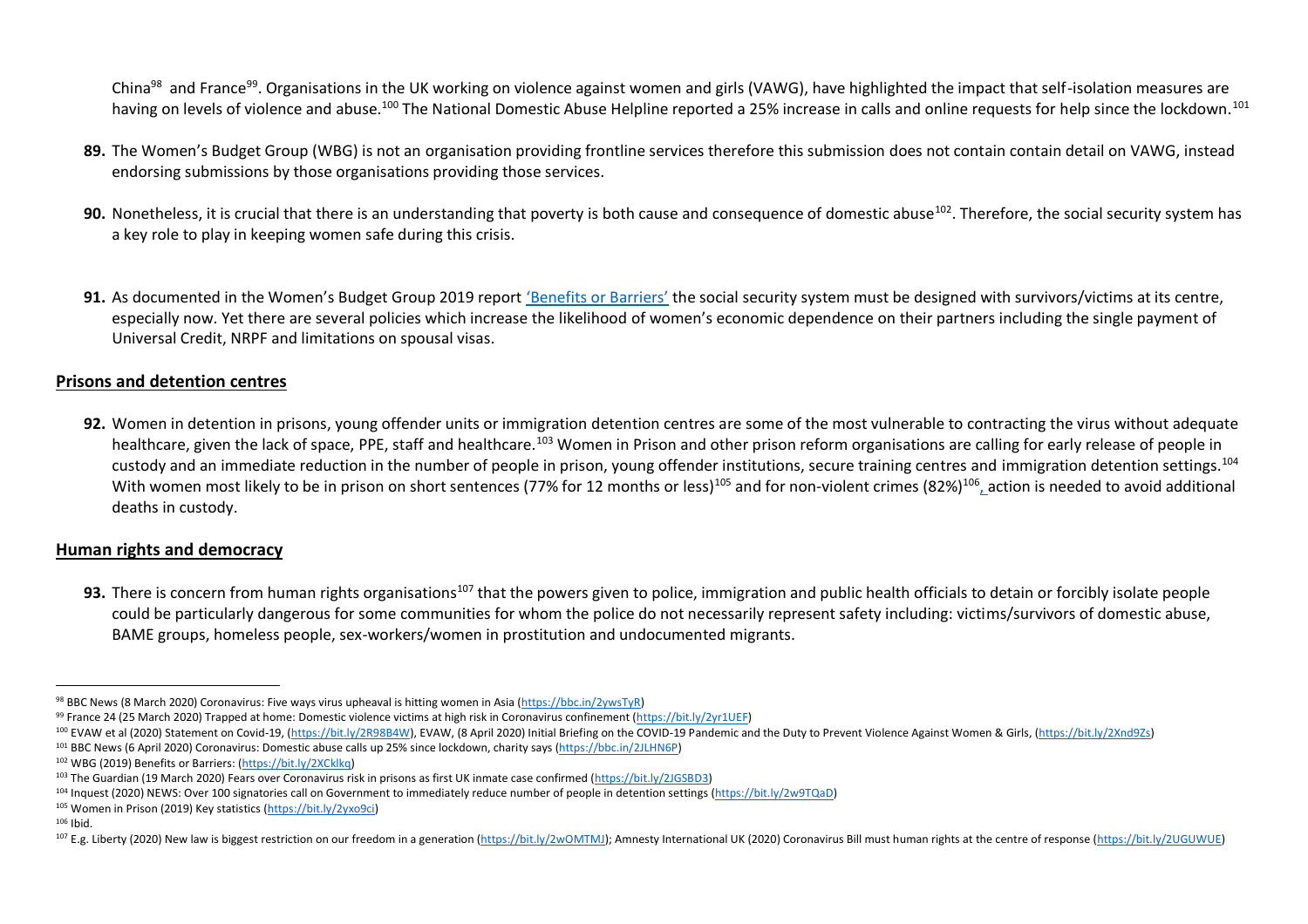China[98] and France[99]. Organisations in the UK working on violence against women and girls (VAWG), have highlighted the impact that self-isolation measures are having on levels of violence and abuse.[100] The National Domestic Abuse Helpline reported a 25% increase in calls and online requests for help since the lockdown.[101]

**89.** The Women's Budget Group (WBG) is not an organisation providing frontline services therefore this submission does not contain contain detail on VAWG, instead endorsing submissions by those organisations providing those services.

**90.** Nonetheless, it is crucial that there is an understanding that poverty is both cause and consequence of domestic abuse[102]. Therefore, the social security system has a key role to play in keeping women safe during this crisis.

**91.** As documented in the Women's Budget Group 2019 report 'Benefits or Barriers' the social security system must be designed with survivors/victims at its centre, especially now. Yet there are several policies which increase the likelihood of women's economic dependence on their partners including the single payment of Universal Credit, NRPF and limitations on spousal visas.

## Prisons and detention centres

**92.** Women in detention in prisons, young offender units or immigration detention centres are some of the most vulnerable to contracting the virus without adequate healthcare, given the lack of space, PPE, staff and healthcare.[103] Women in Prison and other prison reform organisations are calling for early release of people in custody and an immediate reduction in the number of people in prison, young offender institutions, secure training centres and immigration detention settings.[104] With women most likely to be in prison on short sentences (77% for 12 months or less)[105] and for non-violent crimes (82%)[106], action is needed to avoid additional deaths in custody.

## Human rights and democracy

**93.** There is concern from human rights organisations[107] that the powers given to police, immigration and public health officials to detain or forcibly isolate people could be particularly dangerous for some communities for whom the police do not necessarily represent safety including: victims/survivors of domestic abuse, BAME groups, homeless people, sex-workers/women in prostitution and undocumented migrants.

---

[98] BBC News (8 March 2020) Coronavirus: Five ways virus upheaval is hitting women in Asia (https://bbc.in/2ywsTyR)

[99] France 24 (25 March 2020) Trapped at home: Domestic violence victims at high risk in Coronavirus confinement (https://bit.ly/2yr1UEF)

[100] EVAW et al (2020) Statement on Covid-19, (https://bit.ly/2R98B4W), EVAW, (8 April 2020) Initial Briefing on the COVID-19 Pandemic and the Duty to Prevent Violence Against Women & Girls, (https://bit.ly/2Xnd9Zs)

[101] BBC News (6 April 2020) Coronavirus: Domestic abuse calls up 25% since lockdown, charity says (https://bbc.in/2JLHN6P)

[102] WBG (2019) Benefits or Barriers: (https://bit.ly/2XCklkq)

[103] The Guardian (19 March 2020) Fears over Coronavirus risk in prisons as first UK inmate case confirmed (https://bit.ly/2JGSBD3)

[104] Inquest (2020) NEWS: Over 100 signatories call on Government to immediately reduce number of people in detention settings (https://bit.ly/2w9TQaD)

[105] Women in Prison (2019) Key statistics (https://bit.ly/2yxo9ci)

[106] Ibid.

[107] E.g. Liberty (2020) New law is biggest restriction on our freedom in a generation (https://bit.ly/2wOMTMJ); Amnesty International UK (2020) Coronavirus Bill must human rights at the centre of response (https://bit.ly/2UGUWUE)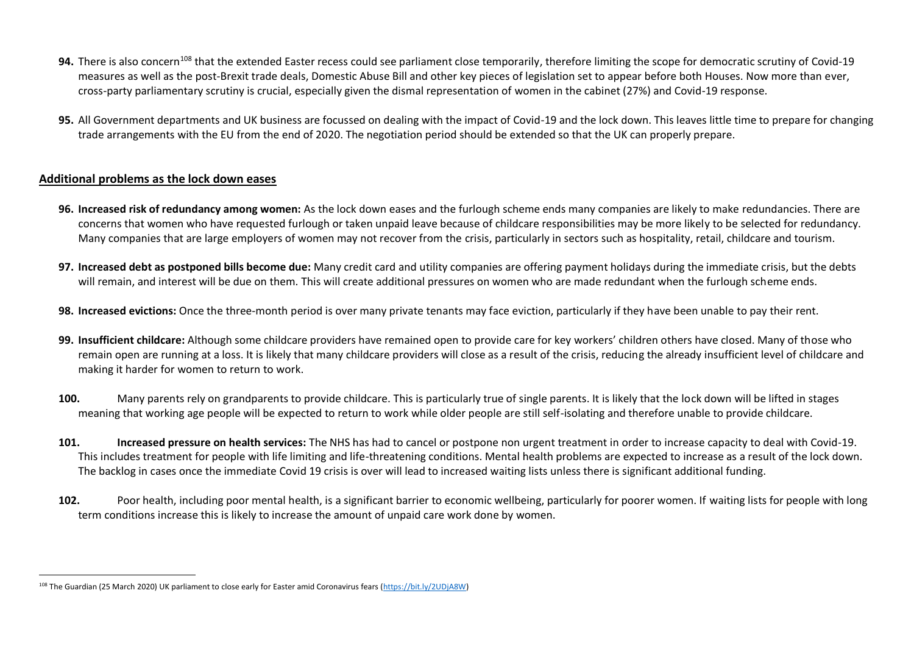**94.** There is also concern[108] that the extended Easter recess could see parliament close temporarily, therefore limiting the scope for democratic scrutiny of Covid-19 measures as well as the post-Brexit trade deals, Domestic Abuse Bill and other key pieces of legislation set to appear before both Houses. Now more than ever, cross-party parliamentary scrutiny is crucial, especially given the dismal representation of women in the cabinet (27%) and Covid-19 response.

**95.** All Government departments and UK business are focussed on dealing with the impact of Covid-19 and the lock down. This leaves little time to prepare for changing trade arrangements with the EU from the end of 2020. The negotiation period should be extended so that the UK can properly prepare.

## Additional problems as the lock down eases

**96. Increased risk of redundancy among women:** As the lock down eases and the furlough scheme ends many companies are likely to make redundancies. There are concerns that women who have requested furlough or taken unpaid leave because of childcare responsibilities may be more likely to be selected for redundancy. Many companies that are large employers of women may not recover from the crisis, particularly in sectors such as hospitality, retail, childcare and tourism.

**97. Increased debt as postponed bills become due:** Many credit card and utility companies are offering payment holidays during the immediate crisis, but the debts will remain, and interest will be due on them. This will create additional pressures on women who are made redundant when the furlough scheme ends.

**98. Increased evictions:** Once the three-month period is over many private tenants may face eviction, particularly if they have been unable to pay their rent.

**99. Insufficient childcare:** Although some childcare providers have remained open to provide care for key workers' children others have closed. Many of those who remain open are running at a loss. It is likely that many childcare providers will close as a result of the crisis, reducing the already insufficient level of childcare and making it harder for women to return to work.

**100.** Many parents rely on grandparents to provide childcare. This is particularly true of single parents. It is likely that the lock down will be lifted in stages meaning that working age people will be expected to return to work while older people are still self-isolating and therefore unable to provide childcare.

**101. Increased pressure on health services:** The NHS has had to cancel or postpone non urgent treatment in order to increase capacity to deal with Covid-19. This includes treatment for people with life limiting and life-threatening conditions. Mental health problems are expected to increase as a result of the lock down. The backlog in cases once the immediate Covid 19 crisis is over will lead to increased waiting lists unless there is significant additional funding.

**102.** Poor health, including poor mental health, is a significant barrier to economic wellbeing, particularly for poorer women. If waiting lists for people with long term conditions increase this is likely to increase the amount of unpaid care work done by women.

---

[108] The Guardian (25 March 2020) UK parliament to close early for Easter amid Coronavirus fears (https://bit.ly/2UDjA8W)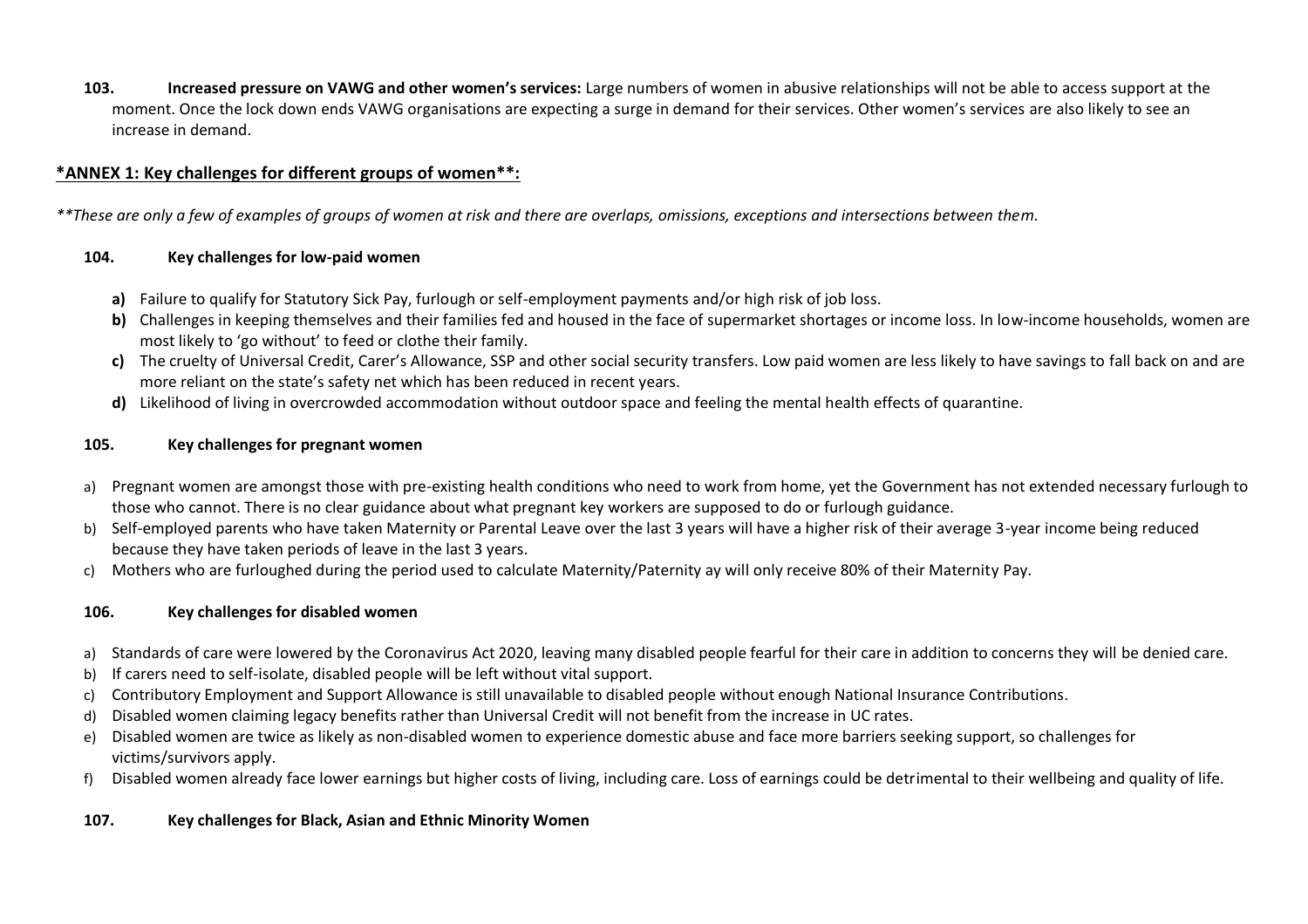**103. Increased pressure on VAWG and other women's services:** Large numbers of women in abusive relationships will not be able to access support at the moment. Once the lock down ends VAWG organisations are expecting a surge in demand for their services. Other women's services are also likely to see an increase in demand.

## *ANNEX 1: Key challenges for different groups of women**:

*\*\*These are only a few of examples of groups of women at risk and there are overlaps, omissions, exceptions and intersections between them.*

### 104. Key challenges for low-paid women

**a)** Failure to qualify for Statutory Sick Pay, furlough or self-employment payments and/or high risk of job loss.

**b)** Challenges in keeping themselves and their families fed and housed in the face of supermarket shortages or income loss. In low-income households, women are most likely to 'go without' to feed or clothe their family.

**c)** The cruelty of Universal Credit, Carer's Allowance, SSP and other social security transfers. Low paid women are less likely to have savings to fall back on and are more reliant on the state's safety net which has been reduced in recent years.

**d)** Likelihood of living in overcrowded accommodation without outdoor space and feeling the mental health effects of quarantine.

### 105. Key challenges for pregnant women

a) Pregnant women are amongst those with pre-existing health conditions who need to work from home, yet the Government has not extended necessary furlough to those who cannot. There is no clear guidance about what pregnant key workers are supposed to do or furlough guidance.

b) Self-employed parents who have taken Maternity or Parental Leave over the last 3 years will have a higher risk of their average 3-year income being reduced because they have taken periods of leave in the last 3 years.

c) Mothers who are furloughed during the period used to calculate Maternity/Paternity ay will only receive 80% of their Maternity Pay.

### 106. Key challenges for disabled women

a) Standards of care were lowered by the Coronavirus Act 2020, leaving many disabled people fearful for their care in addition to concerns they will be denied care.

b) If carers need to self-isolate, disabled people will be left without vital support.

c) Contributory Employment and Support Allowance is still unavailable to disabled people without enough National Insurance Contributions.

d) Disabled women claiming legacy benefits rather than Universal Credit will not benefit from the increase in UC rates.

e) Disabled women are twice as likely as non-disabled women to experience domestic abuse and face more barriers seeking support, so challenges for victims/survivors apply.

f) Disabled women already face lower earnings but higher costs of living, including care. Loss of earnings could be detrimental to their wellbeing and quality of life.

### 107. Key challenges for Black, Asian and Ethnic Minority Women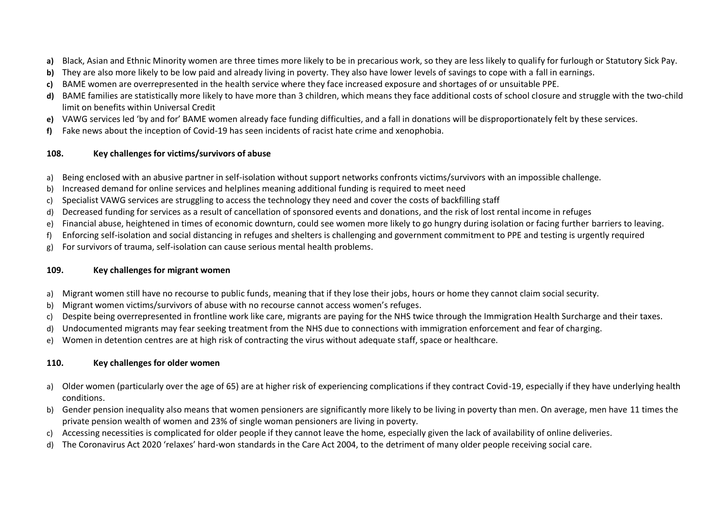**a)** Black, Asian and Ethnic Minority women are three times more likely to be in precarious work, so they are less likely to qualify for furlough or Statutory Sick Pay.

**b)** They are also more likely to be low paid and already living in poverty. They also have lower levels of savings to cope with a fall in earnings.

**c)** BAME women are overrepresented in the health service where they face increased exposure and shortages of or unsuitable PPE.

**d)** BAME families are statistically more likely to have more than 3 children, which means they face additional costs of school closure and struggle with the two-child limit on benefits within Universal Credit

**e)** VAWG services led 'by and for' BAME women already face funding difficulties, and a fall in donations will be disproportionately felt by these services.

**f)** Fake news about the inception of Covid-19 has seen incidents of racist hate crime and xenophobia.

### 108. Key challenges for victims/survivors of abuse

a) Being enclosed with an abusive partner in self-isolation without support networks confronts victims/survivors with an impossible challenge.

b) Increased demand for online services and helplines meaning additional funding is required to meet need

c) Specialist VAWG services are struggling to access the technology they need and cover the costs of backfilling staff

d) Decreased funding for services as a result of cancellation of sponsored events and donations, and the risk of lost rental income in refuges

e) Financial abuse, heightened in times of economic downturn, could see women more likely to go hungry during isolation or facing further barriers to leaving.

f) Enforcing self-isolation and social distancing in refuges and shelters is challenging and government commitment to PPE and testing is urgently required

g) For survivors of trauma, self-isolation can cause serious mental health problems.

### 109. Key challenges for migrant women

a) Migrant women still have no recourse to public funds, meaning that if they lose their jobs, hours or home they cannot claim social security.

b) Migrant women victims/survivors of abuse with no recourse cannot access women's refuges.

c) Despite being overrepresented in frontline work like care, migrants are paying for the NHS twice through the Immigration Health Surcharge and their taxes.

d) Undocumented migrants may fear seeking treatment from the NHS due to connections with immigration enforcement and fear of charging.

e) Women in detention centres are at high risk of contracting the virus without adequate staff, space or healthcare.

### 110. Key challenges for older women

a) Older women (particularly over the age of 65) are at higher risk of experiencing complications if they contract Covid-19, especially if they have underlying health conditions.

b) Gender pension inequality also means that women pensioners are significantly more likely to be living in poverty than men. On average, men have 11 times the private pension wealth of women and 23% of single woman pensioners are living in poverty.

c) Accessing necessities is complicated for older people if they cannot leave the home, especially given the lack of availability of online deliveries.

d) The Coronavirus Act 2020 'relaxes' hard-won standards in the Care Act 2004, to the detriment of many older people receiving social care.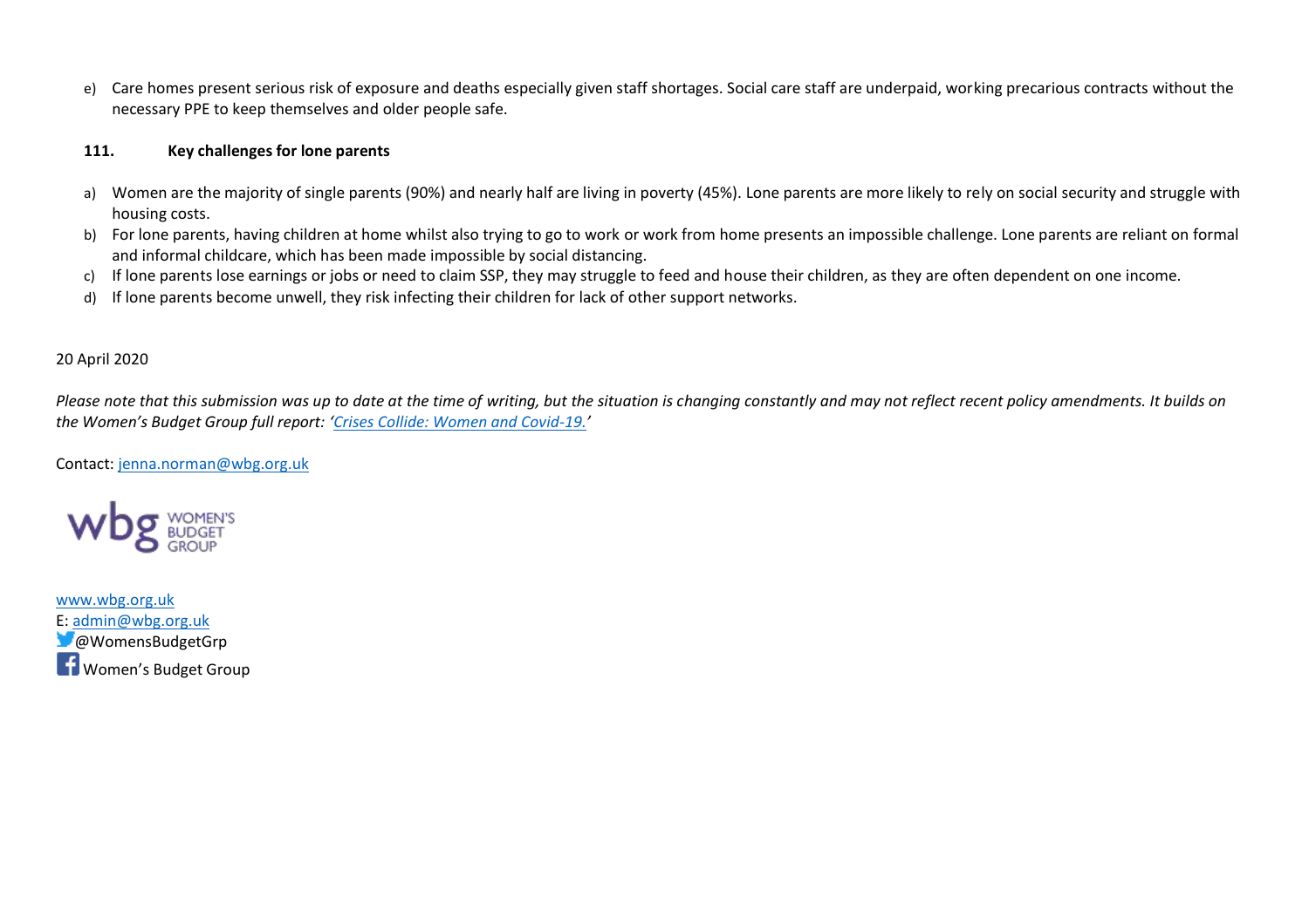e) Care homes present serious risk of exposure and deaths especially given staff shortages. Social care staff are underpaid, working precarious contracts without the necessary PPE to keep themselves and older people safe.

**111. Key challenges for lone parents**

a) Women are the majority of single parents (90%) and nearly half are living in poverty (45%). Lone parents are more likely to rely on social security and struggle with housing costs.

b) For lone parents, having children at home whilst also trying to go to work or work from home presents an impossible challenge. Lone parents are reliant on formal and informal childcare, which has been made impossible by social distancing.

c) If lone parents lose earnings or jobs or need to claim SSP, they may struggle to feed and house their children, as they are often dependent on one income.

d) If lone parents become unwell, they risk infecting their children for lack of other support networks.

20 April 2020

*Please note that this submission was up to date at the time of writing, but the situation is changing constantly and may not reflect recent policy amendments. It builds on the Women's Budget Group full report: '[Crises Collide: Women and Covid-19.](Crises Collide: Women and Covid-19.)'*

Contact: jenna.norman@wbg.org.uk

wbg WOMEN'S BUDGET GROUP

www.wbg.org.uk
E: admin@wbg.org.uk
@WomensBudgetGrp
Women's Budget Group